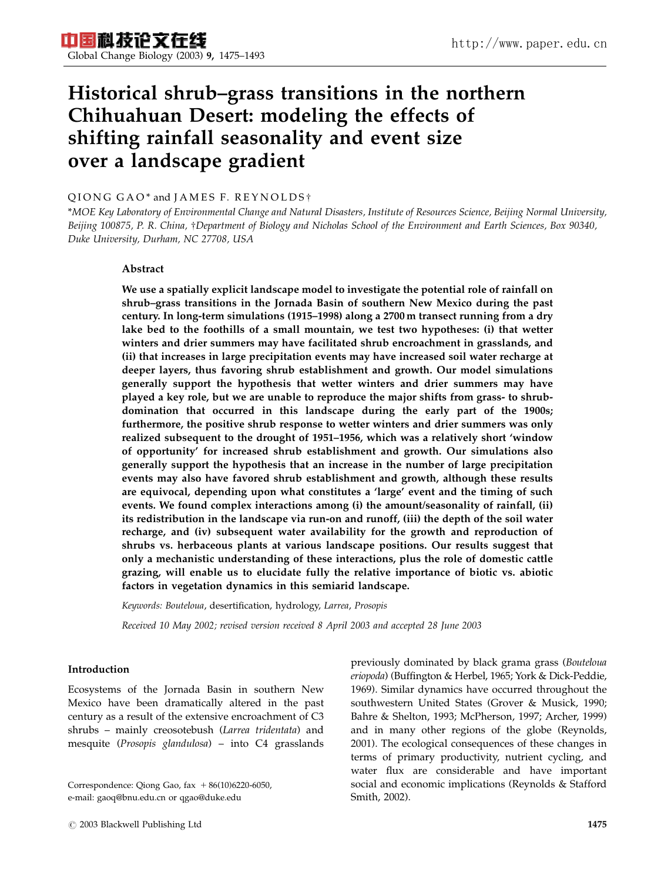# Historical shrub–grass transitions in the northern Chihuahuan Desert: modeling the effects of shifting rainfall seasonality and event size over a landscape gradient

QIONG GAO* and JAMES F. REYNOLDS†

*MOE Key Laboratory of Environmental Change and Natural Disasters, Institute of Resources Science, Beijing Normal University, Beijing 100875, P. R. China, †Department of Biology and Nicholas School of the Environment and Earth Sciences, Box 90340, Duke University, Durham, NC 27708, USA

## Abstract

**We use a spatially explicit landscape model to investigate the potential role of rainfall on shrub–grass transitions in the Jornada Basin of southern New Mexico during the past century. In long-term simulations (1915–1998) along a 2700 m transect running from a dry lake bed to the foothills of a small mountain, we test two hypotheses: (i) that wetter winters and drier summers may have facilitated shrub encroachment in grasslands, and (ii) that increases in large precipitation events may have increased soil water recharge at deeper layers, thus favoring shrub establishment and growth. Our model simulations generally support the hypothesis that wetter winters and drier summers may have played a key role, but we are unable to reproduce the major shifts from grass- to shrub-domination that occurred in this landscape during the early part of the 1900s; furthermore, the positive shrub response to wetter winters and drier summers was only realized subsequent to the drought of 1951–1956, which was a relatively short 'window of opportunity' for increased shrub establishment and growth. Our simulations also generally support the hypothesis that an increase in the number of large precipitation events may also have favored shrub establishment and growth, although these results are equivocal, depending upon what constitutes a 'large' event and the timing of such events. We found complex interactions among (i) the amount/seasonality of rainfall, (ii) its redistribution in the landscape via run-on and runoff, (iii) the depth of the soil water recharge, and (iv) subsequent water availability for the growth and reproduction of shrubs vs. herbaceous plants at various landscape positions. Our results suggest that only a mechanistic understanding of these interactions, plus the role of domestic cattle grazing, will enable us to elucidate fully the relative importance of biotic vs. abiotic factors in vegetation dynamics in this semiarid landscape.**

*Keywords: Bouteloua*, desertification, hydrology, *Larrea*, *Prosopis*

*Received 10 May 2002; revised version received 8 April 2003 and accepted 28 June 2003*

## Introduction

Ecosystems of the Jornada Basin in southern New Mexico have been dramatically altered in the past century as a result of the extensive encroachment of C3 shrubs – mainly creosotebush (*Larrea tridentata*) and mesquite (*Prosopis glandulosa*) – into C4 grasslands previously dominated by black grama grass (*Bouteloua eriopoda*) (Buffington & Herbel, 1965; York & Dick-Peddie, 1969). Similar dynamics have occurred throughout the southwestern United States (Grover & Musick, 1990; Bahre & Shelton, 1993; McPherson, 1997; Archer, 1999) and in many other regions of the globe (Reynolds, 2001). The ecological consequences of these changes in terms of primary productivity, nutrient cycling, and water flux are considerable and have important social and economic implications (Reynolds & Stafford Smith, 2002).

Correspondence: Qiong Gao, fax +86(10)6220-6050, e-mail: gaoq@bnu.edu.cn or qgao@duke.edu

© 2003 Blackwell Publishing Ltd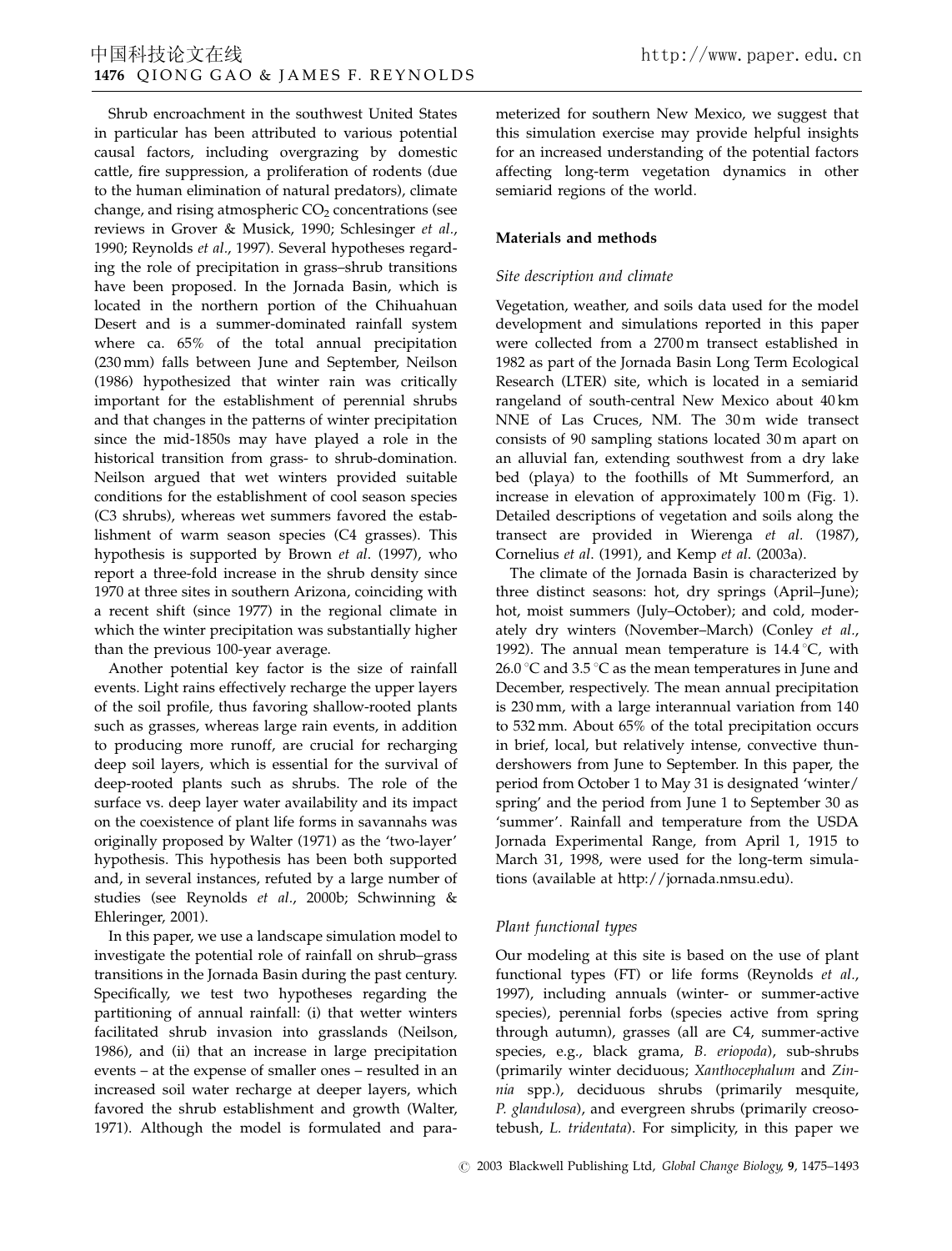Shrub encroachment in the southwest United States in particular has been attributed to various potential causal factors, including overgrazing by domestic cattle, fire suppression, a proliferation of rodents (due to the human elimination of natural predators), climate change, and rising atmospheric $CO_2$ concentrations (see reviews in Grover & Musick, 1990; Schlesinger *et al.*, 1990; Reynolds *et al.*, 1997). Several hypotheses regarding the role of precipitation in grass–shrub transitions have been proposed. In the Jornada Basin, which is located in the northern portion of the Chihuahuan Desert and is a summer-dominated rainfall system where ca. 65% of the total annual precipitation (230 mm) falls between June and September, Neilson (1986) hypothesized that winter rain was critically important for the establishment of perennial shrubs and that changes in the patterns of winter precipitation since the mid-1850s may have played a role in the historical transition from grass- to shrub-domination. Neilson argued that wet winters provided suitable conditions for the establishment of cool season species (C3 shrubs), whereas wet summers favored the establishment of warm season species (C4 grasses). This hypothesis is supported by Brown *et al*. (1997), who report a three-fold increase in the shrub density since 1970 at three sites in southern Arizona, coinciding with a recent shift (since 1977) in the regional climate in which the winter precipitation was substantially higher than the previous 100-year average.

Another potential key factor is the size of rainfall events. Light rains effectively recharge the upper layers of the soil profile, thus favoring shallow-rooted plants such as grasses, whereas large rain events, in addition to producing more runoff, are crucial for recharging deep soil layers, which is essential for the survival of deep-rooted plants such as shrubs. The role of the surface vs. deep layer water availability and its impact on the coexistence of plant life forms in savannahs was originally proposed by Walter (1971) as the 'two-layer' hypothesis. This hypothesis has been both supported and, in several instances, refuted by a large number of studies (see Reynolds *et al.*, 2000b; Schwinning & Ehleringer, 2001).

In this paper, we use a landscape simulation model to investigate the potential role of rainfall on shrub–grass transitions in the Jornada Basin during the past century. Specifically, we test two hypotheses regarding the partitioning of annual rainfall: (i) that wetter winters facilitated shrub invasion into grasslands (Neilson, 1986), and (ii) that an increase in large precipitation events – at the expense of smaller ones – resulted in an increased soil water recharge at deeper layers, which favored the shrub establishment and growth (Walter, 1971). Although the model is formulated and parameterized for southern New Mexico, we suggest that this simulation exercise may provide helpful insights for an increased understanding of the potential factors affecting long-term vegetation dynamics in other semiarid regions of the world.

## Materials and methods

### *Site description and climate*

Vegetation, weather, and soils data used for the model development and simulations reported in this paper were collected from a 2700 m transect established in 1982 as part of the Jornada Basin Long Term Ecological Research (LTER) site, which is located in a semiarid rangeland of south-central New Mexico about 40 km NNE of Las Cruces, NM. The 30 m wide transect consists of 90 sampling stations located 30 m apart on an alluvial fan, extending southwest from a dry lake bed (playa) to the foothills of Mt Summerford, an increase in elevation of approximately 100 m (Fig. 1). Detailed descriptions of vegetation and soils along the transect are provided in Wierenga *et al.* (1987), Cornelius *et al*. (1991), and Kemp *et al*. (2003a).

The climate of the Jornada Basin is characterized by three distinct seasons: hot, dry springs (April–June); hot, moist summers (July–October); and cold, moderately dry winters (November–March) (Conley *et al.*, 1992). The annual mean temperature is 14.4 °C, with 26.0 °C and 3.5 °C as the mean temperatures in June and December, respectively. The mean annual precipitation is 230 mm, with a large interannual variation from 140 to 532 mm. About 65% of the total precipitation occurs in brief, local, but relatively intense, convective thundershowers from June to September. In this paper, the period from October 1 to May 31 is designated 'winter/spring' and the period from June 1 to September 30 as 'summer'. Rainfall and temperature from the USDA Jornada Experimental Range, from April 1, 1915 to March 31, 1998, were used for the long-term simulations (available at http://jornada.nmsu.edu).

### *Plant functional types*

Our modeling at this site is based on the use of plant functional types (FT) or life forms (Reynolds *et al.*, 1997), including annuals (winter- or summer-active species), perennial forbs (species active from spring through autumn), grasses (all are C4, summer-active species, e.g., black grama, *B. eriopoda*), sub-shrubs (primarily winter deciduous; *Xanthocephalum* and *Zinnia* spp.), deciduous shrubs (primarily mesquite, *P. glandulosa*), and evergreen shrubs (primarily creosotebush, *L. tridentata*). For simplicity, in this paper we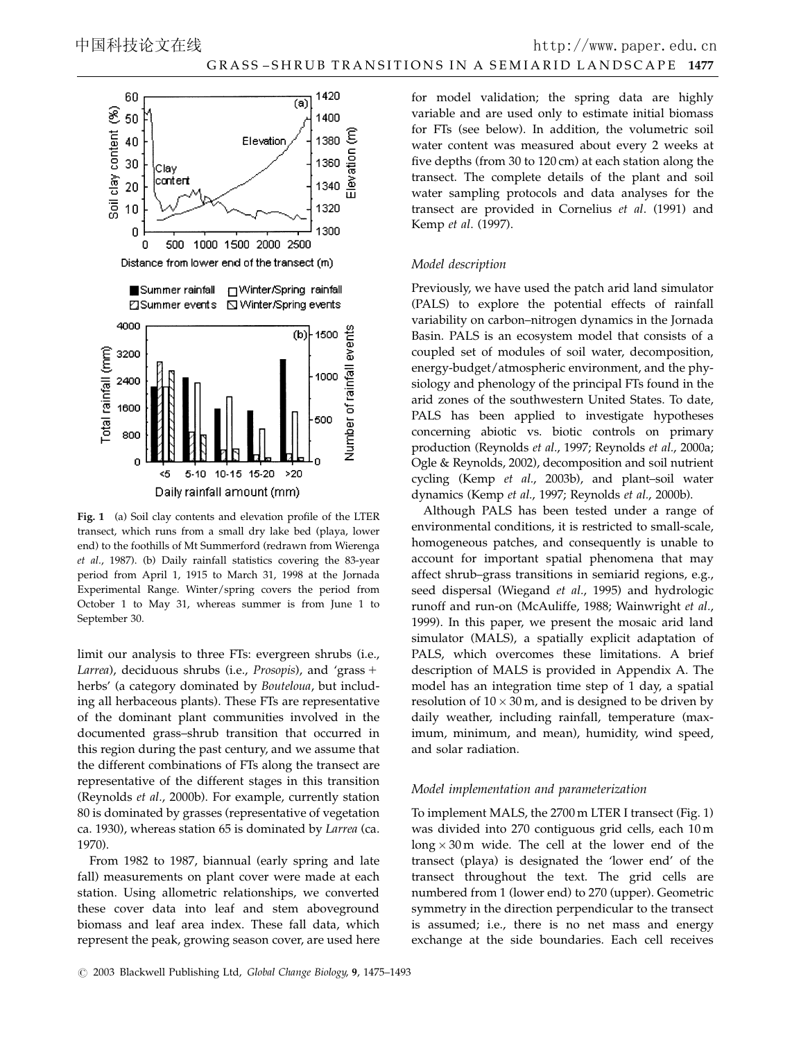**Fig. 1** (a) Soil clay contents and elevation profile of the LTER transect, which runs from a small dry lake bed (playa, lower end) to the foothills of Mt Summerford (redrawn from Wierenga *et al*., 1987). (b) Daily rainfall statistics covering the 83-year period from April 1, 1915 to March 31, 1998 at the Jornada Experimental Range. Winter/spring covers the period from October 1 to May 31, whereas summer is from June 1 to September 30.

limit our analysis to three FTs: evergreen shrubs (i.e., *Larrea*), deciduous shrubs (i.e., *Prosopis*), and 'grass + herbs' (a category dominated by *Bouteloua*, but including all herbaceous plants). These FTs are representative of the dominant plant communities involved in the documented grass–shrub transition that occurred in this region during the past century, and we assume that the different combinations of FTs along the transect are representative of the different stages in this transition (Reynolds *et al*., 2000b). For example, currently station 80 is dominated by grasses (representative of vegetation ca. 1930), whereas station 65 is dominated by *Larrea* (ca. 1970).

From 1982 to 1987, biannual (early spring and late fall) measurements on plant cover were made at each station. Using allometric relationships, we converted these cover data into leaf and stem aboveground biomass and leaf area index. These fall data, which represent the peak, growing season cover, are used here for model validation; the spring data are highly variable and are used only to estimate initial biomass for FTs (see below). In addition, the volumetric soil water content was measured about every 2 weeks at five depths (from 30 to 120 cm) at each station along the transect. The complete details of the plant and soil water sampling protocols and data analyses for the transect are provided in Cornelius *et al*. (1991) and Kemp *et al*. (1997).

### *Model description*

Previously, we have used the patch arid land simulator (PALS) to explore the potential effects of rainfall variability on carbon–nitrogen dynamics in the Jornada Basin. PALS is an ecosystem model that consists of a coupled set of modules of soil water, decomposition, energy-budget/atmospheric environment, and the physiology and phenology of the principal FTs found in the arid zones of the southwestern United States. To date, PALS has been applied to investigate hypotheses concerning abiotic vs. biotic controls on primary production (Reynolds *et al*., 1997; Reynolds *et al*., 2000a; Ogle & Reynolds, 2002), decomposition and soil nutrient cycling (Kemp *et al*., 2003b), and plant–soil water dynamics (Kemp *et al*., 1997; Reynolds *et al*., 2000b).

Although PALS has been tested under a range of environmental conditions, it is restricted to small-scale, homogeneous patches, and consequently is unable to account for important spatial phenomena that may affect shrub–grass transitions in semiarid regions, e.g., seed dispersal (Wiegand *et al*., 1995) and hydrologic runoff and run-on (McAuliffe, 1988; Wainwright *et al*., 1999). In this paper, we present the mosaic arid land simulator (MALS), a spatially explicit adaptation of PALS, which overcomes these limitations. A brief description of MALS is provided in Appendix A. The model has an integration time step of 1 day, a spatial resolution of $10 \times 30$ m, and is designed to be driven by daily weather, including rainfall, temperature (maximum, minimum, and mean), humidity, wind speed, and solar radiation.

### *Model implementation and parameterization*

To implement MALS, the 2700 m LTER I transect (Fig. 1) was divided into 270 contiguous grid cells, each 10 m long $\times$ 30 m wide. The cell at the lower end of the transect (playa) is designated the 'lower end' of the transect throughout the text. The grid cells are numbered from 1 (lower end) to 270 (upper). Geometric symmetry in the direction perpendicular to the transect is assumed; i.e., there is no net mass and energy exchange at the side boundaries. Each cell receives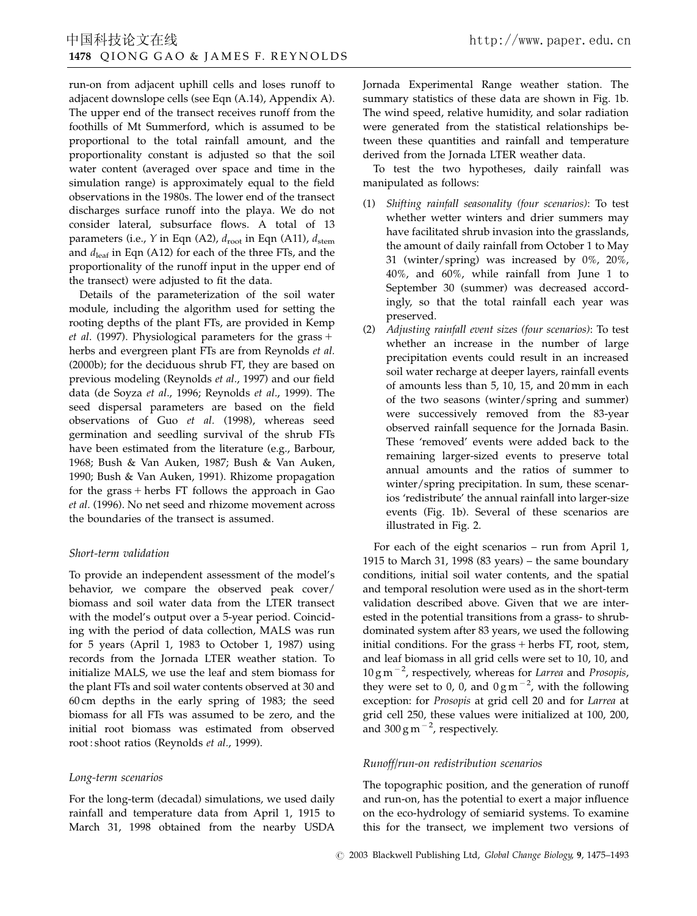run-on from adjacent uphill cells and loses runoff to adjacent downslope cells (see Eqn (A.14), Appendix A). The upper end of the transect receives runoff from the foothills of Mt Summerford, which is assumed to be proportional to the total rainfall amount, and the proportionality constant is adjusted so that the soil water content (averaged over space and time in the simulation range) is approximately equal to the field observations in the 1980s. The lower end of the transect discharges surface runoff into the playa. We do not consider lateral, subsurface flows. A total of 13 parameters (i.e., $Y$ in Eqn (A2), $d_{\mathrm{root}}$ in Eqn (A11), $d_{\mathrm{stem}}$ and $d_{\mathrm{leaf}}$ in Eqn (A12) for each of the three FTs, and the proportionality of the runoff input in the upper end of the transect) were adjusted to fit the data.

Details of the parameterization of the soil water module, including the algorithm used for setting the rooting depths of the plant FTs, are provided in Kemp *et al.* (1997). Physiological parameters for the grass + herbs and evergreen plant FTs are from Reynolds *et al.* (2000b); for the deciduous shrub FT, they are based on previous modeling (Reynolds *et al.*, 1997) and our field data (de Soyza *et al.*, 1996; Reynolds *et al.*, 1999). The seed dispersal parameters are based on the field observations of Guo *et al.* (1998), whereas seed germination and seedling survival of the shrub FTs have been estimated from the literature (e.g., Barbour, 1968; Bush & Van Auken, 1987; Bush & Van Auken, 1990; Bush & Van Auken, 1991). Rhizome propagation for the grass + herbs FT follows the approach in Gao *et al.* (1996). No net seed and rhizome movement across the boundaries of the transect is assumed.

### *Short-term validation*

To provide an independent assessment of the model's behavior, we compare the observed peak cover/biomass and soil water data from the LTER transect with the model's output over a 5-year period. Coinciding with the period of data collection, MALS was run for 5 years (April 1, 1983 to October 1, 1987) using records from the Jornada LTER weather station. To initialize MALS, we use the leaf and stem biomass for the plant FTs and soil water contents observed at 30 and 60 cm depths in the early spring of 1983; the seed biomass for all FTs was assumed to be zero, and the initial root biomass was estimated from observed root : shoot ratios (Reynolds *et al.*, 1999).

### *Long-term scenarios*

For the long-term (decadal) simulations, we used daily rainfall and temperature data from April 1, 1915 to March 31, 1998 obtained from the nearby USDA Jornada Experimental Range weather station. The summary statistics of these data are shown in Fig. 1b. The wind speed, relative humidity, and solar radiation were generated from the statistical relationships between these quantities and rainfall and temperature derived from the Jornada LTER weather data.

To test the two hypotheses, daily rainfall was manipulated as follows:

1. *Shifting rainfall seasonality (four scenarios)*: To test whether wetter winters and drier summers may have facilitated shrub invasion into the grasslands, the amount of daily rainfall from October 1 to May 31 (winter/spring) was increased by 0%, 20%, 40%, and 60%, while rainfall from June 1 to September 30 (summer) was decreased accordingly, so that the total rainfall each year was preserved.
2. *Adjusting rainfall event sizes (four scenarios)*: To test whether an increase in the number of large precipitation events could result in an increased soil water recharge at deeper layers, rainfall events of amounts less than 5, 10, 15, and 20 mm in each of the two seasons (winter/spring and summer) were successively removed from the 83-year observed rainfall sequence for the Jornada Basin. These 'removed' events were added back to the remaining larger-sized events to preserve total annual amounts and the ratios of summer to winter/spring precipitation. In sum, these scenarios 'redistribute' the annual rainfall into larger-size events (Fig. 1b). Several of these scenarios are illustrated in Fig. 2.

For each of the eight scenarios – run from April 1, 1915 to March 31, 1998 (83 years) – the same boundary conditions, initial soil water contents, and the spatial and temporal resolution were used as in the short-term validation described above. Given that we are interested in the potential transitions from a grass- to shrub-dominated system after 83 years, we used the following initial conditions. For the grass + herbs FT, root, stem, and leaf biomass in all grid cells were set to 10, 10, and 10 g m$^{-2}$, respectively, whereas for *Larrea* and *Prosopis*, they were set to 0, 0, and 0 g m$^{-2}$, with the following exception: for *Prosopis* at grid cell 20 and for *Larrea* at grid cell 250, these values were initialized at 100, 200, and 300 g m$^{-2}$, respectively.

### *Runoff/run-on redistribution scenarios*

The topographic position, and the generation of runoff and run-on, has the potential to exert a major influence on the eco-hydrology of semiarid systems. To examine this for the transect, we implement two versions of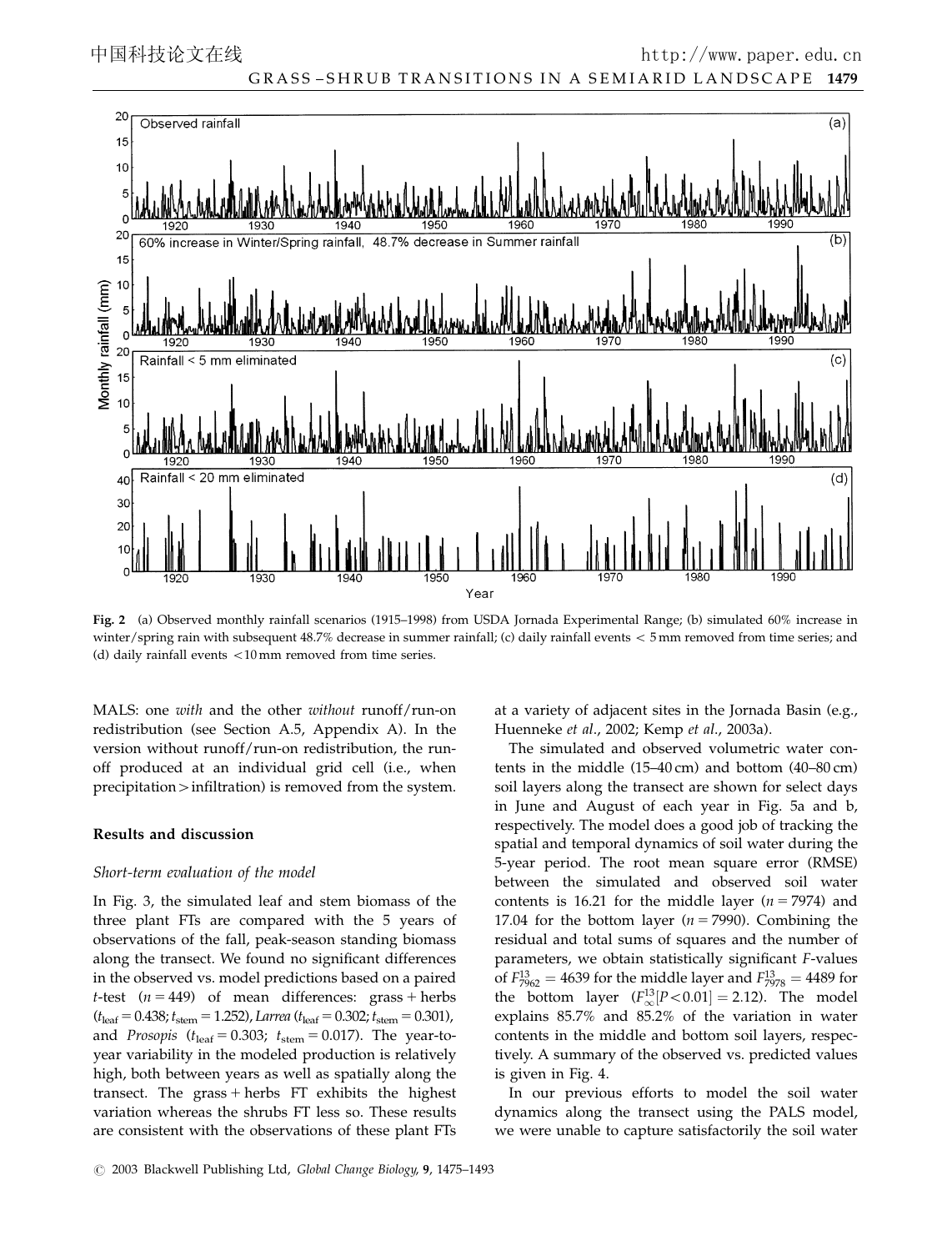**Fig. 2** (a) Observed monthly rainfall scenarios (1915–1998) from USDA Jornada Experimental Range; (b) simulated 60% increase in winter/spring rain with subsequent 48.7% decrease in summer rainfall; (c) daily rainfall events < 5 mm removed from time series; and (d) daily rainfall events <10 mm removed from time series.

MALS: one *with* and the other *without* runoff/run-on redistribution (see Section A.5, Appendix A). In the version without runoff/run-on redistribution, the runoff produced at an individual grid cell (i.e., when precipitation > infiltration) is removed from the system.

## Results and discussion

### Short-term evaluation of the model

In Fig. 3, the simulated leaf and stem biomass of the three plant FTs are compared with the 5 years of observations of the fall, peak-season standing biomass along the transect. We found no significant differences in the observed vs. model predictions based on a paired $t$-test ($n = 449$) of mean differences: grass + herbs ($t_{\text{leaf}} = 0.438$; $t_{\text{stem}} = 1.252$), *Larrea* ($t_{\text{leaf}} = 0.302$; $t_{\text{stem}} = 0.301$), and *Prosopis* ($t_{\text{leaf}} = 0.303$; $t_{\text{stem}} = 0.017$). The year-to-year variability in the modeled production is relatively high, both between years as well as spatially along the transect. The grass + herbs FT exhibits the highest variation whereas the shrubs FT less so. These results are consistent with the observations of these plant FTs at a variety of adjacent sites in the Jornada Basin (e.g., Huenneke *et al*., 2002; Kemp *et al*., 2003a).

The simulated and observed volumetric water contents in the middle (15–40 cm) and bottom (40–80 cm) soil layers along the transect are shown for select days in June and August of each year in Fig. 5a and b, respectively. The model does a good job of tracking the spatial and temporal dynamics of soil water during the 5-year period. The root mean square error (RMSE) between the simulated and observed soil water contents is 16.21 for the middle layer ($n = 7974$) and 17.04 for the bottom layer ($n = 7990$). Combining the residual and total sums of squares and the number of parameters, we obtain statistically significant $F$-values of $F^{13}_{7962} = 4639$ for the middle layer and $F^{13}_{7978} = 4489$ for the bottom layer ($F^{13}_{\infty}[P < 0.01] = 2.12$). The model explains 85.7% and 85.2% of the variation in water contents in the middle and bottom soil layers, respectively. A summary of the observed vs. predicted values is given in Fig. 4.

In our previous efforts to model the soil water dynamics along the transect using the PALS model, we were unable to capture satisfactorily the soil water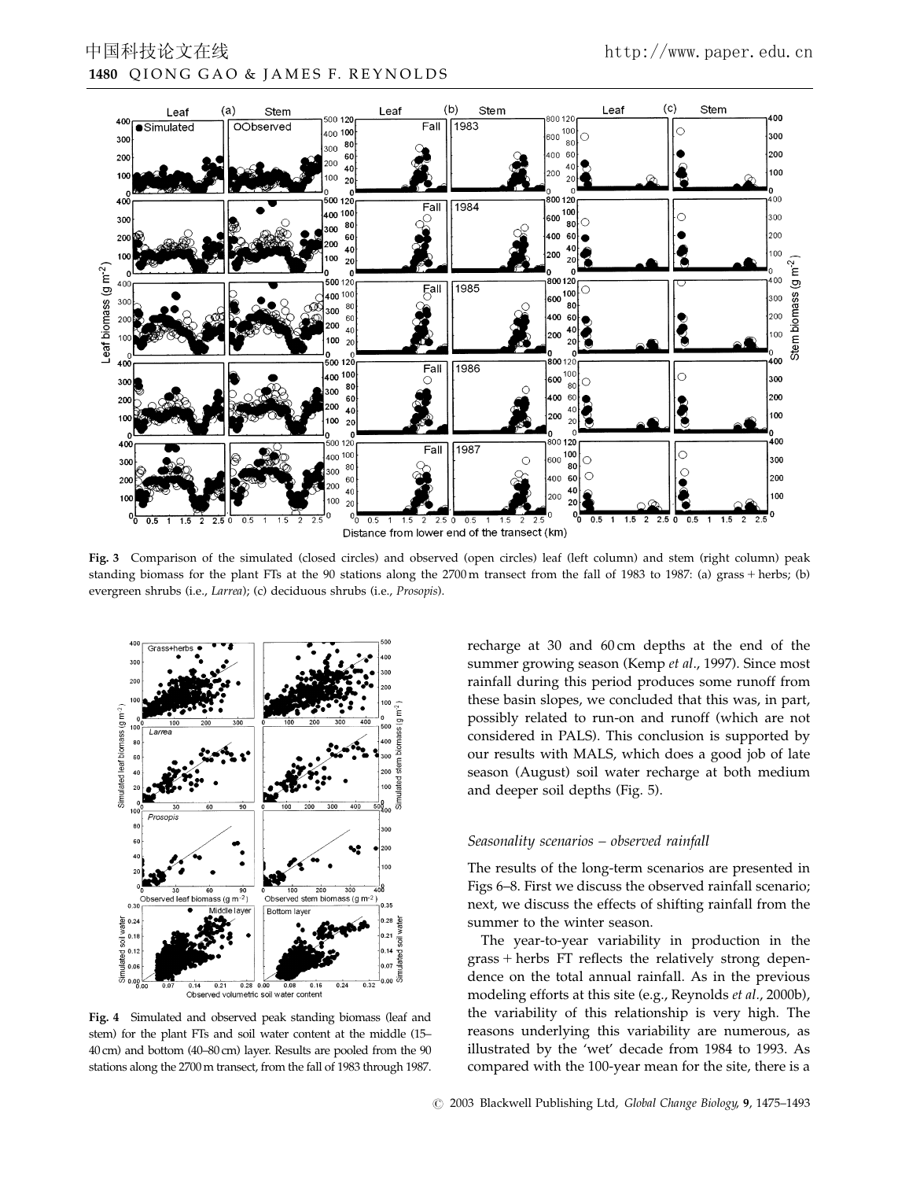**Fig. 3** Comparison of the simulated (closed circles) and observed (open circles) leaf (left column) and stem (right column) peak standing biomass for the plant FTs at the 90 stations along the 2700 m transect from the fall of 1983 to 1987: (a) grass + herbs; (b) evergreen shrubs (i.e., *Larrea*); (c) deciduous shrubs (i.e., *Prosopis*).

**Fig. 4** Simulated and observed peak standing biomass (leaf and stem) for the plant FTs and soil water content at the middle (15–40 cm) and bottom (40–80 cm) layer. Results are pooled from the 90 stations along the 2700 m transect, from the fall of 1983 through 1987.

recharge at 30 and 60 cm depths at the end of the summer growing season (Kemp *et al*., 1997). Since most rainfall during this period produces some runoff from these basin slopes, we concluded that this was, in part, possibly related to run-on and runoff (which are not considered in PALS). This conclusion is supported by our results with MALS, which does a good job of late season (August) soil water recharge at both medium and deeper soil depths (Fig. 5).

*Seasonality scenarios – observed rainfall*

The results of the long-term scenarios are presented in Figs 6–8. First we discuss the observed rainfall scenario; next, we discuss the effects of shifting rainfall from the summer to the winter season.

The year-to-year variability in production in the grass + herbs FT reflects the relatively strong dependence on the total annual rainfall. As in the previous modeling efforts at this site (e.g., Reynolds *et al*., 2000b), the variability of this relationship is very high. The reasons underlying this variability are numerous, as illustrated by the 'wet' decade from 1984 to 1993. As compared with the 100-year mean for the site, there is a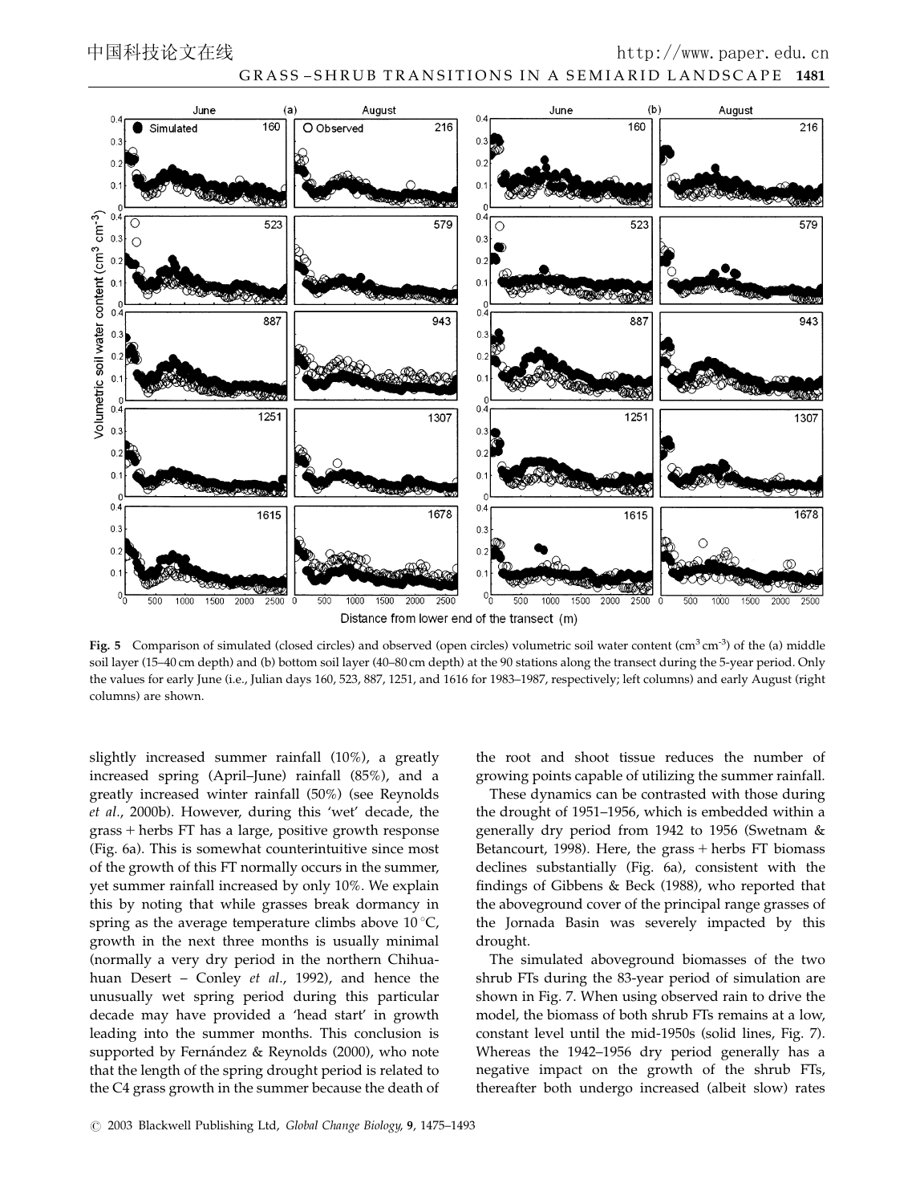**Fig. 5** Comparison of simulated (closed circles) and observed (open circles) volumetric soil water content ($cm^3\ cm^{-3}$) of the (a) middle soil layer (15–40 cm depth) and (b) bottom soil layer (40–80 cm depth) at the 90 stations along the transect during the 5-year period. Only the values for early June (i.e., Julian days 160, 523, 887, 1251, and 1616 for 1983–1987, respectively; left columns) and early August (right columns) are shown.

slightly increased summer rainfall (10%), a greatly increased spring (April–June) rainfall (85%), and a greatly increased winter rainfall (50%) (see Reynolds *et al*., 2000b). However, during this 'wet' decade, the grass + herbs FT has a large, positive growth response (Fig. 6a). This is somewhat counterintuitive since most of the growth of this FT normally occurs in the summer, yet summer rainfall increased by only 10%. We explain this by noting that while grasses break dormancy in spring as the average temperature climbs above 10 °C, growth in the next three months is usually minimal (normally a very dry period in the northern Chihuahuan Desert – Conley *et al*., 1992), and hence the unusually wet spring period during this particular decade may have provided a 'head start' in growth leading into the summer months. This conclusion is supported by Fernández & Reynolds (2000), who note that the length of the spring drought period is related to the C4 grass growth in the summer because the death of the root and shoot tissue reduces the number of growing points capable of utilizing the summer rainfall.

These dynamics can be contrasted with those during the drought of 1951–1956, which is embedded within a generally dry period from 1942 to 1956 (Swetnam & Betancourt, 1998). Here, the grass + herbs FT biomass declines substantially (Fig. 6a), consistent with the findings of Gibbens & Beck (1988), who reported that the aboveground cover of the principal range grasses of the Jornada Basin was severely impacted by this drought.

The simulated aboveground biomasses of the two shrub FTs during the 83-year period of simulation are shown in Fig. 7. When using observed rain to drive the model, the biomass of both shrub FTs remains at a low, constant level until the mid-1950s (solid lines, Fig. 7). Whereas the 1942–1956 dry period generally has a negative impact on the growth of the shrub FTs, thereafter both undergo increased (albeit slow) rates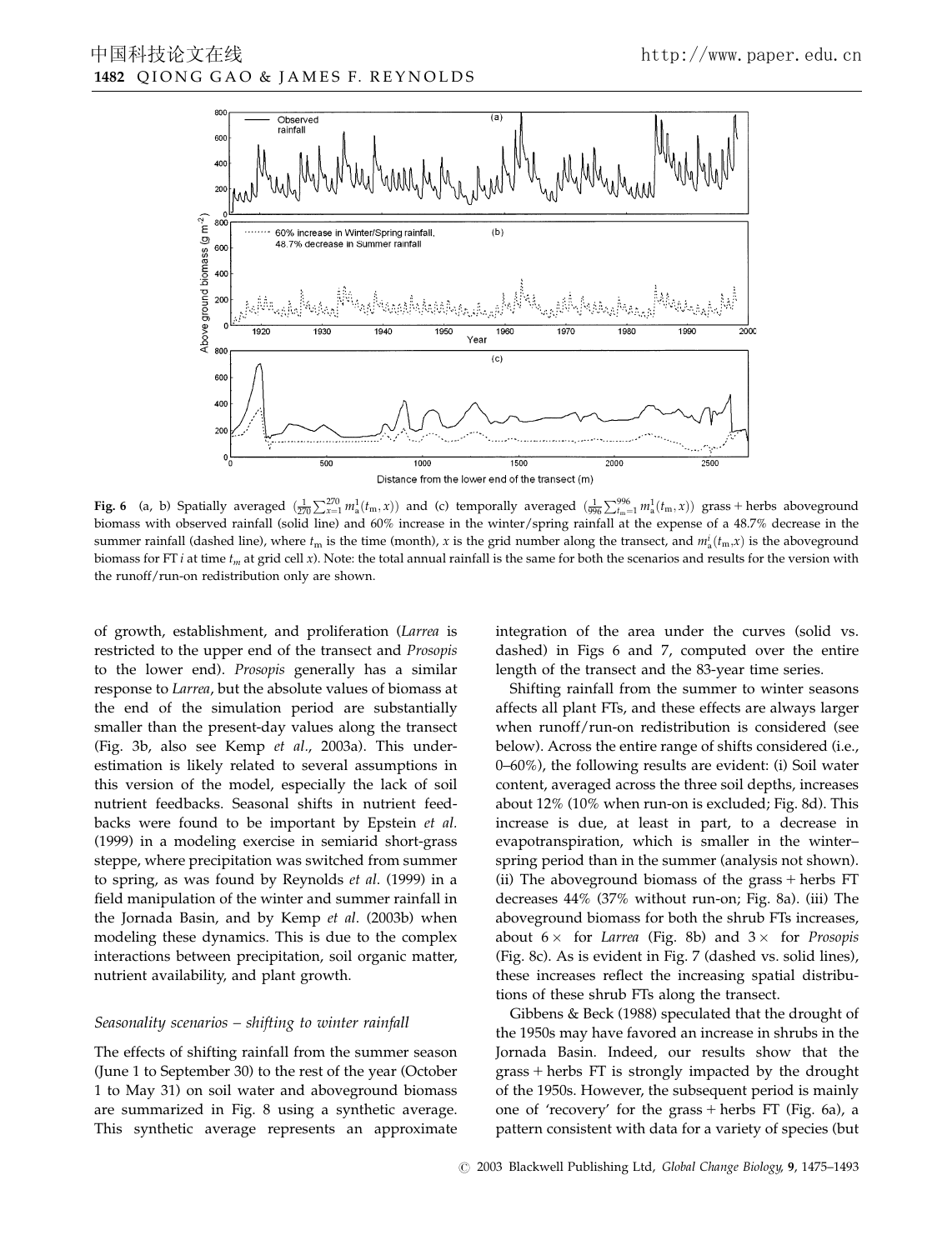Fig. 6 (a, b) Spatially averaged $(\frac{1}{270}\sum_{x=1}^{270} m_a^1(t_m, x))$ and (c) temporally averaged $(\frac{1}{996}\sum_{t_m=1}^{996} m_a^1(t_m, x))$ grass + herbs aboveground biomass with observed rainfall (solid line) and 60% increase in the winter/spring rainfall at the expense of a 48.7% decrease in the summer rainfall (dashed line), where $t_m$ is the time (month), $x$ is the grid number along the transect, and $m_a^i(t_m,x)$ is the aboveground biomass for FT $i$ at time $t_m$ at grid cell $x$). Note: the total annual rainfall is the same for both the scenarios and results for the version with the runoff/run-on redistribution only are shown.

of growth, establishment, and proliferation (*Larrea* is restricted to the upper end of the transect and *Prosopis* to the lower end). *Prosopis* generally has a similar response to *Larrea*, but the absolute values of biomass at the end of the simulation period are substantially smaller than the present-day values along the transect (Fig. 3b, also see Kemp *et al*., 2003a). This underestimation is likely related to several assumptions in this version of the model, especially the lack of soil nutrient feedbacks. Seasonal shifts in nutrient feedbacks were found to be important by Epstein *et al.* (1999) in a modeling exercise in semiarid short-grass steppe, where precipitation was switched from summer to spring, as was found by Reynolds *et al*. (1999) in a field manipulation of the winter and summer rainfall in the Jornada Basin, and by Kemp *et al*. (2003b) when modeling these dynamics. This is due to the complex interactions between precipitation, soil organic matter, nutrient availability, and plant growth.

### *Seasonality scenarios – shifting to winter rainfall*

The effects of shifting rainfall from the summer season (June 1 to September 30) to the rest of the year (October 1 to May 31) on soil water and aboveground biomass are summarized in Fig. 8 using a synthetic average. This synthetic average represents an approximate integration of the area under the curves (solid vs. dashed) in Figs 6 and 7, computed over the entire length of the transect and the 83-year time series.

Shifting rainfall from the summer to winter seasons affects all plant FTs, and these effects are always larger when runoff/run-on redistribution is considered (see below). Across the entire range of shifts considered (i.e., 0–60%), the following results are evident: (i) Soil water content, averaged across the three soil depths, increases about 12% (10% when run-on is excluded; Fig. 8d). This increase is due, at least in part, to a decrease in evapotranspiration, which is smaller in the winter–spring period than in the summer (analysis not shown). (ii) The aboveground biomass of the grass + herbs FT decreases 44% (37% without run-on; Fig. 8a). (iii) The aboveground biomass for both the shrub FTs increases, about 6× for *Larrea* (Fig. 8b) and 3× for *Prosopis* (Fig. 8c). As is evident in Fig. 7 (dashed vs. solid lines), these increases reflect the increasing spatial distributions of these shrub FTs along the transect.

Gibbens & Beck (1988) speculated that the drought of the 1950s may have favored an increase in shrubs in the Jornada Basin. Indeed, our results show that the grass + herbs FT is strongly impacted by the drought of the 1950s. However, the subsequent period is mainly one of 'recovery' for the grass + herbs FT (Fig. 6a), a pattern consistent with data for a variety of species (but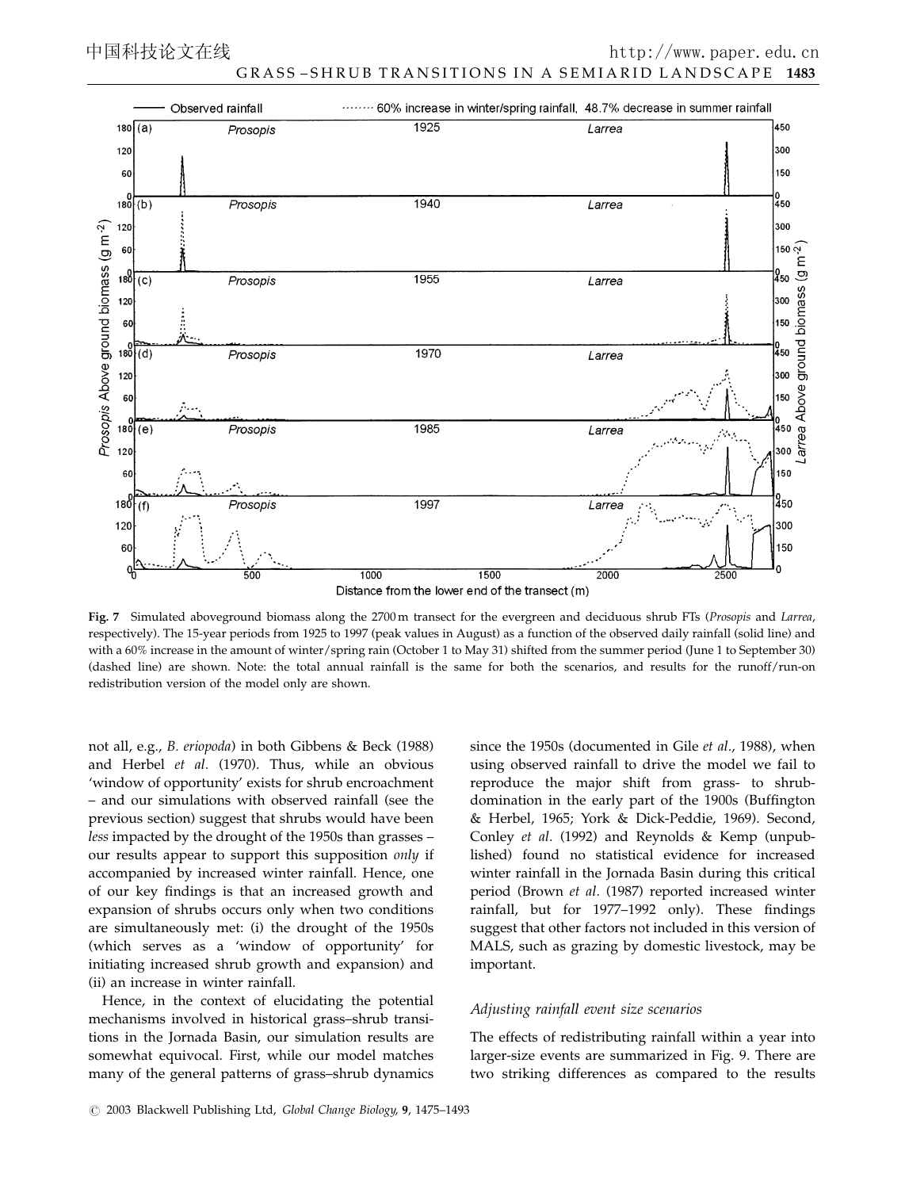**Fig. 7** Simulated aboveground biomass along the 2700 m transect for the evergreen and deciduous shrub FTs (*Prosopis* and *Larrea*, respectively). The 15-year periods from 1925 to 1997 (peak values in August) as a function of the observed daily rainfall (solid line) and with a 60% increase in the amount of winter/spring rain (October 1 to May 31) shifted from the summer period (June 1 to September 30) (dashed line) are shown. Note: the total annual rainfall is the same for both the scenarios, and results for the runoff/run-on redistribution version of the model only are shown.

not all, e.g., *B. eriopoda*) in both Gibbens & Beck (1988) and Herbel *et al.* (1970). Thus, while an obvious 'window of opportunity' exists for shrub encroachment – and our simulations with observed rainfall (see the previous section) suggest that shrubs would have been *less* impacted by the drought of the 1950s than grasses – our results appear to support this supposition *only* if accompanied by increased winter rainfall. Hence, one of our key findings is that an increased growth and expansion of shrubs occurs only when two conditions are simultaneously met: (i) the drought of the 1950s (which serves as a 'window of opportunity' for initiating increased shrub growth and expansion) and (ii) an increase in winter rainfall.

Hence, in the context of elucidating the potential mechanisms involved in historical grass–shrub transitions in the Jornada Basin, our simulation results are somewhat equivocal. First, while our model matches many of the general patterns of grass–shrub dynamics since the 1950s (documented in Gile *et al.*, 1988), when using observed rainfall to drive the model we fail to reproduce the major shift from grass- to shrub-domination in the early part of the 1900s (Buffington & Herbel, 1965; York & Dick-Peddie, 1969). Second, Conley *et al.* (1992) and Reynolds & Kemp (unpublished) found no statistical evidence for increased winter rainfall in the Jornada Basin during this critical period (Brown *et al.* (1987) reported increased winter rainfall, but for 1977–1992 only). These findings suggest that other factors not included in this version of MALS, such as grazing by domestic livestock, may be important.

### *Adjusting rainfall event size scenarios*

The effects of redistributing rainfall within a year into larger-size events are summarized in Fig. 9. There are two striking differences as compared to the results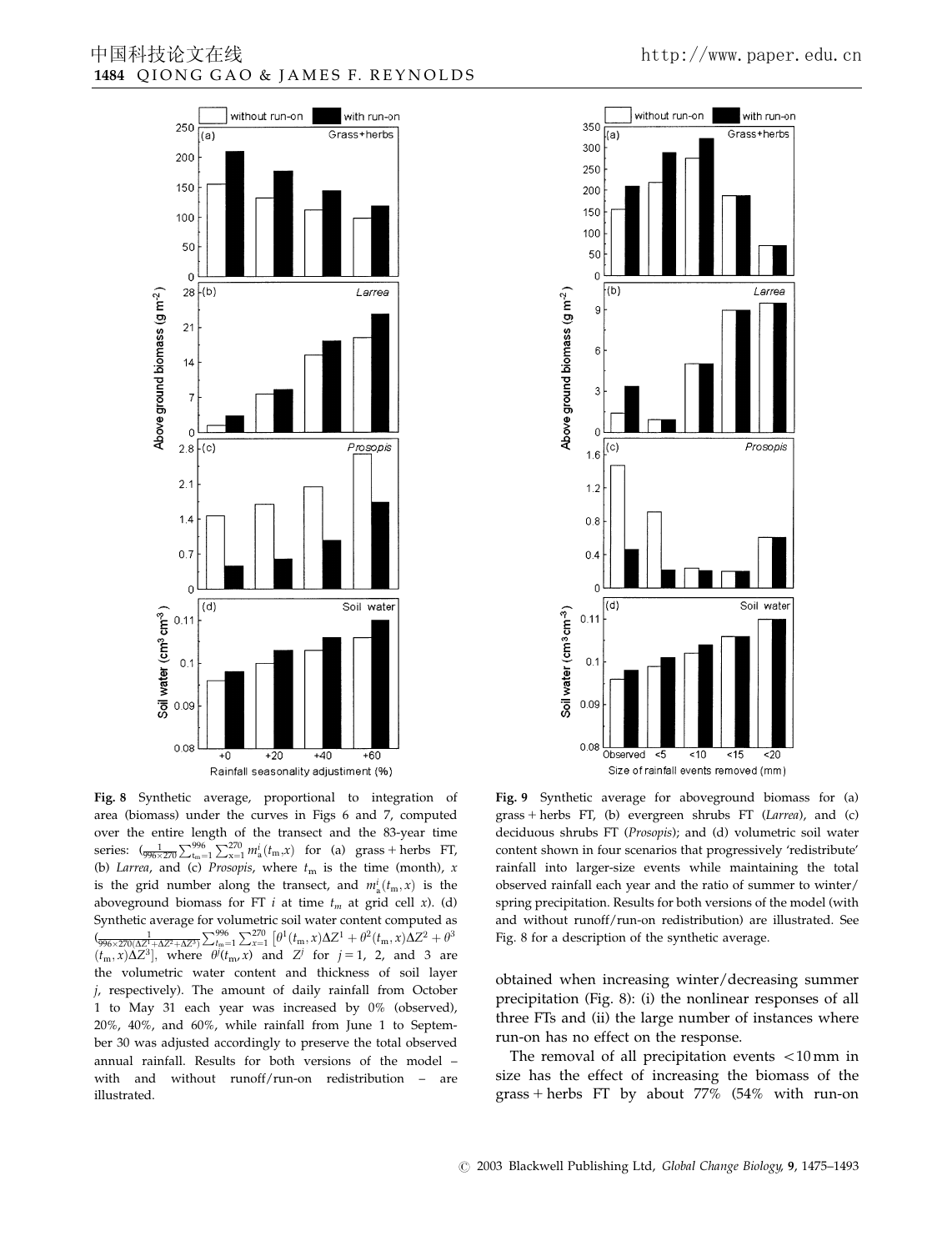**Fig. 8** Synthetic average, proportional to integration of area (biomass) under the curves in Figs 6 and 7, computed over the entire length of the transect and the 83-year time series: $(\frac{1}{996\times 270}\sum_{t_m=1}^{996}\sum_{x=1}^{270} m_a^i(t_m,x)$ for (a) grass + herbs FT, (b) *Larrea*, and (c) *Prosopis*, where $t_m$ is the time (month), $x$ is the grid number along the transect, and $m_a^i(t_m, x)$ is the aboveground biomass for FT $i$ at time $t_m$ at grid cell $x$). (d) Synthetic average for volumetric soil water content computed as $(\frac{1}{996\times 270(\Delta Z^1+\Delta Z^2+\Delta Z^3)}\sum_{t_m=1}^{996}\sum_{x=1}^{270}\left[\theta^1(t_m,x)\Delta Z^1+\theta^2(t_m,x)\Delta Z^2+\theta^3(t_m,x)\Delta Z^3\right]$, where $\theta^j(t_m, x)$ and $Z^j$ for $j = 1$, 2, and 3 are the volumetric water content and thickness of soil layer $j$, respectively). The amount of daily rainfall from October 1 to May 31 each year was increased by 0% (observed), 20%, 40%, and 60%, while rainfall from June 1 to September 30 was adjusted accordingly to preserve the total observed annual rainfall. Results for both versions of the model – with and without runoff/run-on redistribution – are illustrated.

**Fig. 9** Synthetic average for aboveground biomass for (a) grass + herbs FT, (b) evergreen shrubs FT (*Larrea*), and (c) deciduous shrubs FT (*Prosopis*); and (d) volumetric soil water content shown in four scenarios that progressively 'redistribute' rainfall into larger-size events while maintaining the total observed rainfall each year and the ratio of summer to winter/spring precipitation. Results for both versions of the model (with and without runoff/run-on redistribution) are illustrated. See Fig. 8 for a description of the synthetic average.

obtained when increasing winter/decreasing summer precipitation (Fig. 8): (i) the nonlinear responses of all three FTs and (ii) the large number of instances where run-on has no effect on the response.

The removal of all precipitation events <10 mm in size has the effect of increasing the biomass of the grass + herbs FT by about 77% (54% with run-on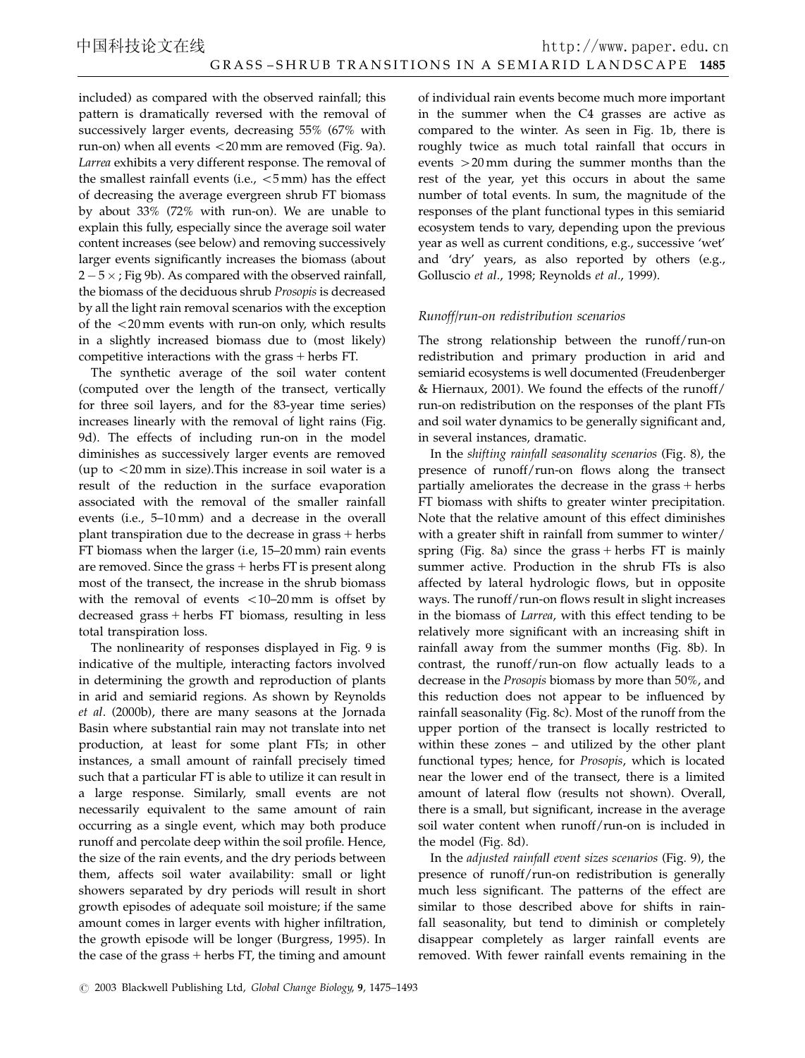included) as compared with the observed rainfall; this pattern is dramatically reversed with the removal of successively larger events, decreasing 55% (67% with run-on) when all events <20 mm are removed (Fig. 9a). *Larrea* exhibits a very different response. The removal of the smallest rainfall events (i.e., <5 mm) has the effect of decreasing the average evergreen shrub FT biomass by about 33% (72% with run-on). We are unable to explain this fully, especially since the average soil water content increases (see below) and removing successively larger events significantly increases the biomass (about $2-5\times$; Fig 9b). As compared with the observed rainfall, the biomass of the deciduous shrub *Prosopis* is decreased by all the light rain removal scenarios with the exception of the <20 mm events with run-on only, which results in a slightly increased biomass due to (most likely) competitive interactions with the grass + herbs FT.

The synthetic average of the soil water content (computed over the length of the transect, vertically for three soil layers, and for the 83-year time series) increases linearly with the removal of light rains (Fig. 9d). The effects of including run-on in the model diminishes as successively larger events are removed (up to <20 mm in size).This increase in soil water is a result of the reduction in the surface evaporation associated with the removal of the smaller rainfall events (i.e., 5–10 mm) and a decrease in the overall plant transpiration due to the decrease in grass + herbs FT biomass when the larger (i.e, 15–20 mm) rain events are removed. Since the grass + herbs FT is present along most of the transect, the increase in the shrub biomass with the removal of events <10–20 mm is offset by decreased grass + herbs FT biomass, resulting in less total transpiration loss.

The nonlinearity of responses displayed in Fig. 9 is indicative of the multiple, interacting factors involved in determining the growth and reproduction of plants in arid and semiarid regions. As shown by Reynolds *et al*. (2000b), there are many seasons at the Jornada Basin where substantial rain may not translate into net production, at least for some plant FTs; in other instances, a small amount of rainfall precisely timed such that a particular FT is able to utilize it can result in a large response. Similarly, small events are not necessarily equivalent to the same amount of rain occurring as a single event, which may both produce runoff and percolate deep within the soil profile. Hence, the size of the rain events, and the dry periods between them, affects soil water availability: small or light showers separated by dry periods will result in short growth episodes of adequate soil moisture; if the same amount comes in larger events with higher infiltration, the growth episode will be longer (Burgress, 1995). In the case of the grass + herbs FT, the timing and amount of individual rain events become much more important in the summer when the C4 grasses are active as compared to the winter. As seen in Fig. 1b, there is roughly twice as much total rainfall that occurs in events >20 mm during the summer months than the rest of the year, yet this occurs in about the same number of total events. In sum, the magnitude of the responses of the plant functional types in this semiarid ecosystem tends to vary, depending upon the previous year as well as current conditions, e.g., successive 'wet' and 'dry' years, as also reported by others (e.g., Golluscio *et al*., 1998; Reynolds *et al*., 1999).

### *Runoff/run-on redistribution scenarios*

The strong relationship between the runoff/run-on redistribution and primary production in arid and semiarid ecosystems is well documented (Freudenberger & Hiernaux, 2001). We found the effects of the runoff/run-on redistribution on the responses of the plant FTs and soil water dynamics to be generally significant and, in several instances, dramatic.

In the *shifting rainfall seasonality scenarios* (Fig. 8), the presence of runoff/run-on flows along the transect partially ameliorates the decrease in the grass + herbs FT biomass with shifts to greater winter precipitation. Note that the relative amount of this effect diminishes with a greater shift in rainfall from summer to winter/spring (Fig. 8a) since the grass + herbs FT is mainly summer active. Production in the shrub FTs is also affected by lateral hydrologic flows, but in opposite ways. The runoff/run-on flows result in slight increases in the biomass of *Larrea*, with this effect tending to be relatively more significant with an increasing shift in rainfall away from the summer months (Fig. 8b). In contrast, the runoff/run-on flow actually leads to a decrease in the *Prosopis* biomass by more than 50%, and this reduction does not appear to be influenced by rainfall seasonality (Fig. 8c). Most of the runoff from the upper portion of the transect is locally restricted to within these zones – and utilized by the other plant functional types; hence, for *Prosopis*, which is located near the lower end of the transect, there is a limited amount of lateral flow (results not shown). Overall, there is a small, but significant, increase in the average soil water content when runoff/run-on is included in the model (Fig. 8d).

In the *adjusted rainfall event sizes scenarios* (Fig. 9), the presence of runoff/run-on redistribution is generally much less significant. The patterns of the effect are similar to those described above for shifts in rainfall seasonality, but tend to diminish or completely disappear completely as larger rainfall events are removed. With fewer rainfall events remaining in the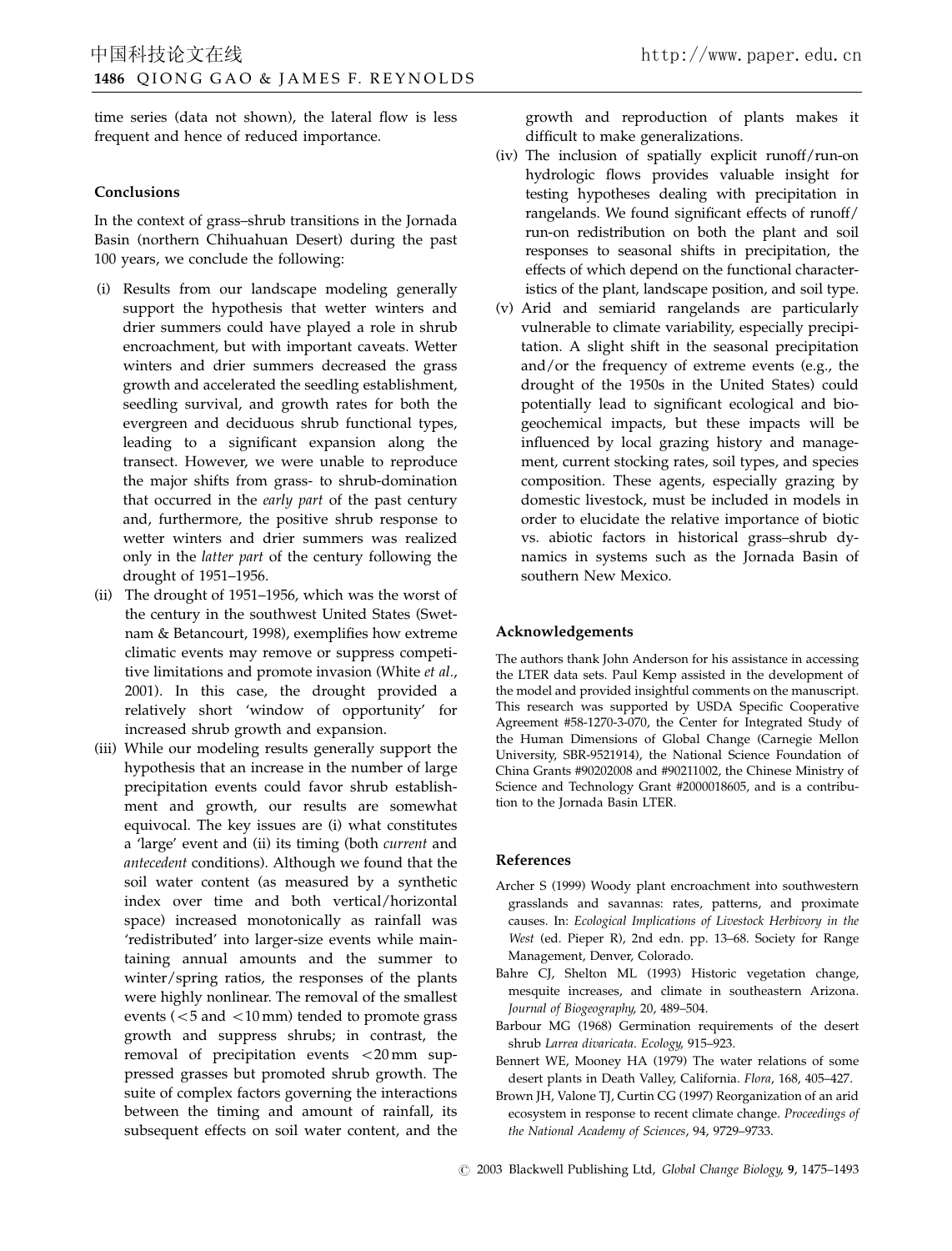time series (data not shown), the lateral flow is less frequent and hence of reduced importance.

## Conclusions

In the context of grass–shrub transitions in the Jornada Basin (northern Chihuahuan Desert) during the past 100 years, we conclude the following:

(i) Results from our landscape modeling generally support the hypothesis that wetter winters and drier summers could have played a role in shrub encroachment, but with important caveats. Wetter winters and drier summers decreased the grass growth and accelerated the seedling establishment, seedling survival, and growth rates for both the evergreen and deciduous shrub functional types, leading to a significant expansion along the transect. However, we were unable to reproduce the major shifts from grass- to shrub-domination that occurred in the *early part* of the past century and, furthermore, the positive shrub response to wetter winters and drier summers was realized only in the *latter part* of the century following the drought of 1951–1956.

(ii) The drought of 1951–1956, which was the worst of the century in the southwest United States (Swetnam & Betancourt, 1998), exemplifies how extreme climatic events may remove or suppress competitive limitations and promote invasion (White *et al*., 2001). In this case, the drought provided a relatively short 'window of opportunity' for increased shrub growth and expansion.

(iii) While our modeling results generally support the hypothesis that an increase in the number of large precipitation events could favor shrub establishment and growth, our results are somewhat equivocal. The key issues are (i) what constitutes a 'large' event and (ii) its timing (both *current* and *antecedent* conditions). Although we found that the soil water content (as measured by a synthetic index over time and both vertical/horizontal space) increased monotonically as rainfall was 'redistributed' into larger-size events while maintaining annual amounts and the summer to winter/spring ratios, the responses of the plants were highly nonlinear. The removal of the smallest events ($<5$ and $<10$ mm) tended to promote grass growth and suppress shrubs; in contrast, the removal of precipitation events $<20$ mm suppressed grasses but promoted shrub growth. The suite of complex factors governing the interactions between the timing and amount of rainfall, its subsequent effects on soil water content, and the growth and reproduction of plants makes it difficult to make generalizations.

(iv) The inclusion of spatially explicit runoff/run-on hydrologic flows provides valuable insight for testing hypotheses dealing with precipitation in rangelands. We found significant effects of runoff/run-on redistribution on both the plant and soil responses to seasonal shifts in precipitation, the effects of which depend on the functional characteristics of the plant, landscape position, and soil type.

(v) Arid and semiarid rangelands are particularly vulnerable to climate variability, especially precipitation. A slight shift in the seasonal precipitation and/or the frequency of extreme events (e.g., the drought of the 1950s in the United States) could potentially lead to significant ecological and biogeochemical impacts, but these impacts will be influenced by local grazing history and management, current stocking rates, soil types, and species composition. These agents, especially grazing by domestic livestock, must be included in models in order to elucidate the relative importance of biotic vs. abiotic factors in historical grass–shrub dynamics in systems such as the Jornada Basin of southern New Mexico.

## Acknowledgements

The authors thank John Anderson for his assistance in accessing the LTER data sets. Paul Kemp assisted in the development of the model and provided insightful comments on the manuscript. This research was supported by USDA Specific Cooperative Agreement #58-1270-3-070, the Center for Integrated Study of the Human Dimensions of Global Change (Carnegie Mellon University, SBR-9521914), the National Science Foundation of China Grants #90202008 and #90211002, the Chinese Ministry of Science and Technology Grant #2000018605, and is a contribution to the Jornada Basin LTER.

## References

Archer S (1999) Woody plant encroachment into southwestern grasslands and savannas: rates, patterns, and proximate causes. In: *Ecological Implications of Livestock Herbivory in the West* (ed. Pieper R), 2nd edn. pp. 13–68. Society for Range Management, Denver, Colorado.

Bahre CJ, Shelton ML (1993) Historic vegetation change, mesquite increases, and climate in southeastern Arizona. *Journal of Biogeography*, 20, 489–504.

Barbour MG (1968) Germination requirements of the desert shrub *Larrea divaricata*. *Ecology*, 915–923.

Bennert WE, Mooney HA (1979) The water relations of some desert plants in Death Valley, California. *Flora*, 168, 405–427.

Brown JH, Valone TJ, Curtin CG (1997) Reorganization of an arid ecosystem in response to recent climate change. *Proceedings of the National Academy of Sciences*, 94, 9729–9733.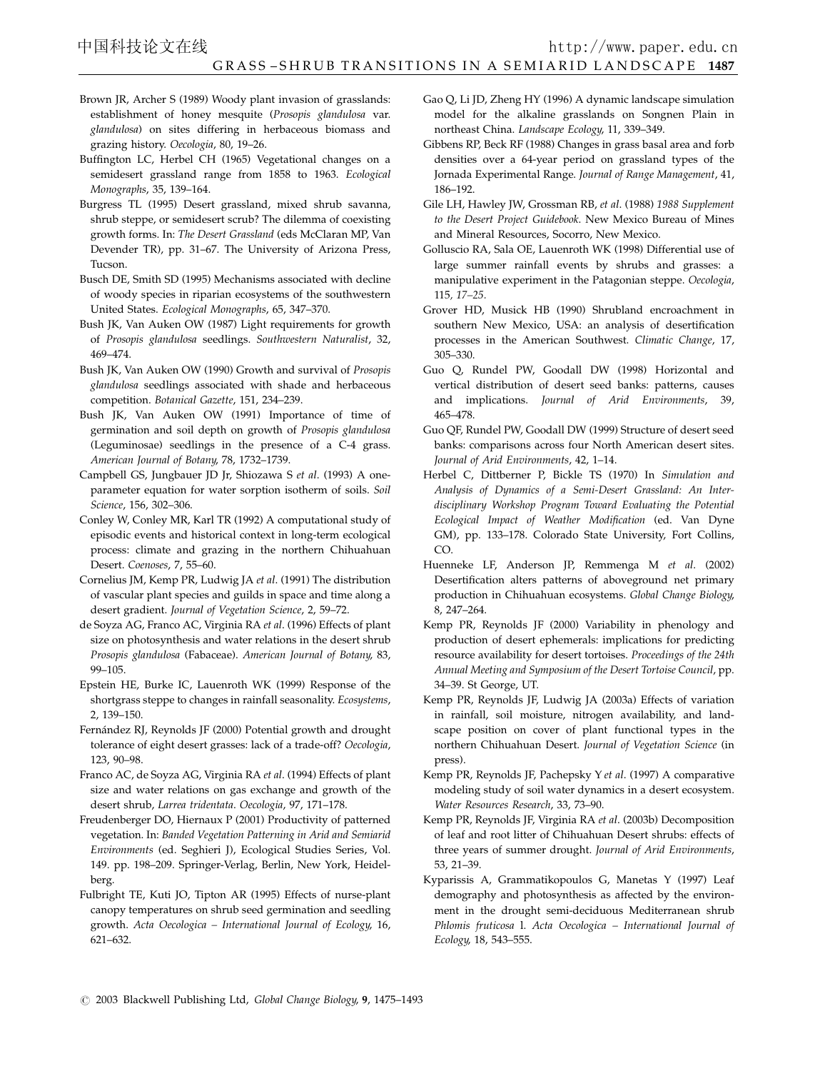Brown JR, Archer S (1989) Woody plant invasion of grasslands: establishment of honey mesquite (*Prosopis glandulosa* var. *glandulosa*) on sites differing in herbaceous biomass and grazing history. *Oecologia*, 80, 19–26.

Buffington LC, Herbel CH (1965) Vegetational changes on a semidesert grassland range from 1858 to 1963. *Ecological Monographs*, 35, 139–164.

Burgress TL (1995) Desert grassland, mixed shrub savanna, shrub steppe, or semidesert scrub? The dilemma of coexisting growth forms. In: *The Desert Grassland* (eds McClaran MP, Van Devender TR), pp. 31–67. The University of Arizona Press, Tucson.

Busch DE, Smith SD (1995) Mechanisms associated with decline of woody species in riparian ecosystems of the southwestern United States. *Ecological Monographs*, 65, 347–370.

Bush JK, Van Auken OW (1987) Light requirements for growth of *Prosopis glandulosa* seedlings. *Southwestern Naturalist*, 32, 469–474.

Bush JK, Van Auken OW (1990) Growth and survival of *Prosopis glandulosa* seedlings associated with shade and herbaceous competition. *Botanical Gazette*, 151, 234–239.

Bush JK, Van Auken OW (1991) Importance of time of germination and soil depth on growth of *Prosopis glandulosa* (Leguminosae) seedlings in the presence of a C-4 grass. *American Journal of Botany*, 78, 1732–1739.

Campbell GS, Jungbauer JD Jr, Shiozawa S *et al*. (1993) A one-parameter equation for water sorption isotherm of soils. *Soil Science*, 156, 302–306.

Conley W, Conley MR, Karl TR (1992) A computational study of episodic events and historical context in long-term ecological process: climate and grazing in the northern Chihuahuan Desert. *Coenoses*, 7, 55–60.

Cornelius JM, Kemp PR, Ludwig JA *et al*. (1991) The distribution of vascular plant species and guilds in space and time along a desert gradient. *Journal of Vegetation Science*, 2, 59–72.

de Soyza AG, Franco AC, Virginia RA *et al*. (1996) Effects of plant size on photosynthesis and water relations in the desert shrub *Prosopis glandulosa* (Fabaceae). *American Journal of Botany*, 83, 99–105.

Epstein HE, Burke IC, Lauenroth WK (1999) Response of the shortgrass steppe to changes in rainfall seasonality. *Ecosystems*, 2, 139–150.

Fernández RJ, Reynolds JF (2000) Potential growth and drought tolerance of eight desert grasses: lack of a trade-off? *Oecologia*, 123, 90–98.

Franco AC, de Soyza AG, Virginia RA *et al*. (1994) Effects of plant size and water relations on gas exchange and growth of the desert shrub, *Larrea tridentata*. *Oecologia*, 97, 171–178.

Freudenberger DO, Hiernaux P (2001) Productivity of patterned vegetation. In: *Banded Vegetation Patterning in Arid and Semiarid Environments* (ed. Seghieri J), Ecological Studies Series, Vol. 149. pp. 198–209. Springer-Verlag, Berlin, New York, Heidelberg.

Fulbright TE, Kuti JO, Tipton AR (1995) Effects of nurse-plant canopy temperatures on shrub seed germination and seedling growth. *Acta Oecologica – International Journal of Ecology*, 16, 621–632.

Gao Q, Li JD, Zheng HY (1996) A dynamic landscape simulation model for the alkaline grasslands on Songnen Plain in northeast China. *Landscape Ecology*, 11, 339–349.

Gibbens RP, Beck RF (1988) Changes in grass basal area and forb densities over a 64-year period on grassland types of the Jornada Experimental Range. *Journal of Range Management*, 41, 186–192.

Gile LH, Hawley JW, Grossman RB, *et al*. (1988) *1988 Supplement to the Desert Project Guidebook*. New Mexico Bureau of Mines and Mineral Resources, Socorro, New Mexico.

Golluscio RA, Sala OE, Lauenroth WK (1998) Differential use of large summer rainfall events by shrubs and grasses: a manipulative experiment in the Patagonian steppe. *Oecologia*, 115, 17–25.

Grover HD, Musick HB (1990) Shrubland encroachment in southern New Mexico, USA: an analysis of desertification processes in the American Southwest. *Climatic Change*, 17, 305–330.

Guo Q, Rundel PW, Goodall DW (1998) Horizontal and vertical distribution of desert seed banks: patterns, causes and implications. *Journal of Arid Environments*, 39, 465–478.

Guo QF, Rundel PW, Goodall DW (1999) Structure of desert seed banks: comparisons across four North American desert sites. *Journal of Arid Environments*, 42, 1–14.

Herbel C, Dittberner P, Bickle TS (1970) In *Simulation and Analysis of Dynamics of a Semi-Desert Grassland: An Interdisciplinary Workshop Program Toward Evaluating the Potential Ecological Impact of Weather Modification* (ed. Van Dyne GM), pp. 133–178. Colorado State University, Fort Collins, CO.

Huenneke LF, Anderson JP, Remmenga M *et al*. (2002) Desertification alters patterns of aboveground net primary production in Chihuahuan ecosystems. *Global Change Biology*, 8, 247–264.

Kemp PR, Reynolds JF (2000) Variability in phenology and production of desert ephemerals: implications for predicting resource availability for desert tortoises. *Proceedings of the 24th Annual Meeting and Symposium of the Desert Tortoise Council*, pp. 34–39. St George, UT.

Kemp PR, Reynolds JF, Ludwig JA (2003a) Effects of variation in rainfall, soil moisture, nitrogen availability, and landscape position on cover of plant functional types in the northern Chihuahuan Desert. *Journal of Vegetation Science* (in press).

Kemp PR, Reynolds JF, Pachepsky Y *et al*. (1997) A comparative modeling study of soil water dynamics in a desert ecosystem. *Water Resources Research*, 33, 73–90.

Kemp PR, Reynolds JF, Virginia RA *et al*. (2003b) Decomposition of leaf and root litter of Chihuahuan Desert shrubs: effects of three years of summer drought. *Journal of Arid Environments*, 53, 21–39.

Kyparissis A, Grammatikopoulos G, Manetas Y (1997) Leaf demography and photosynthesis as affected by the environment in the drought semi-deciduous Mediterranean shrub *Phlomis fruticosa* l. *Acta Oecologica – International Journal of Ecology*, 18, 543–555.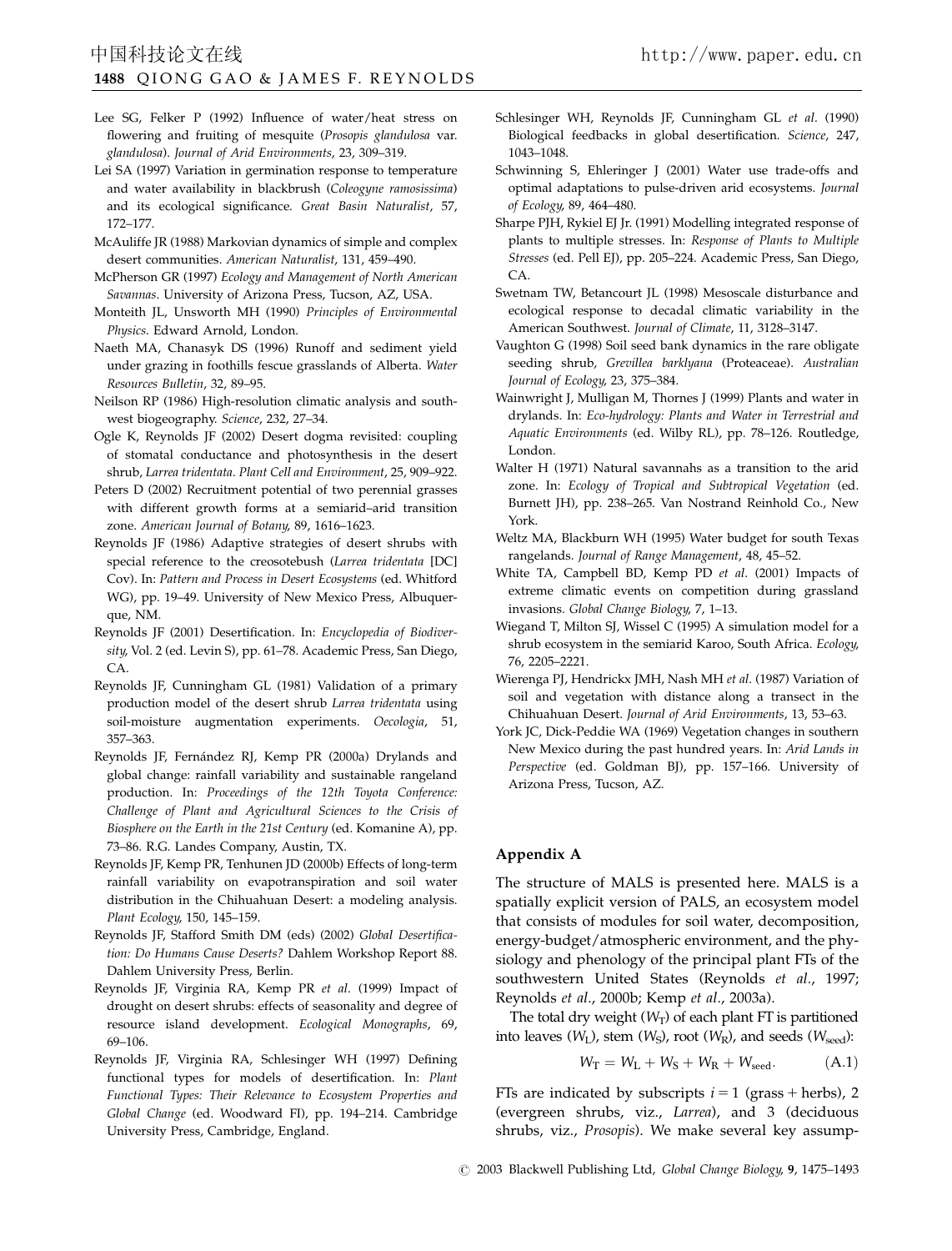Lee SG, Felker P (1992) Influence of water/heat stress on flowering and fruiting of mesquite (*Prosopis glandulosa* var. *glandulosa*). *Journal of Arid Environments*, 23, 309–319.

Lei SA (1997) Variation in germination response to temperature and water availability in blackbrush (*Coleogyne ramosissima*) and its ecological significance. *Great Basin Naturalist*, 57, 172–177.

McAuliffe JR (1988) Markovian dynamics of simple and complex desert communities. *American Naturalist*, 131, 459–490.

McPherson GR (1997) *Ecology and Management of North American Savannas*. University of Arizona Press, Tucson, AZ, USA.

Monteith JL, Unsworth MH (1990) *Principles of Environmental Physics*. Edward Arnold, London.

Naeth MA, Chanasyk DS (1996) Runoff and sediment yield under grazing in foothills fescue grasslands of Alberta. *Water Resources Bulletin*, 32, 89–95.

Neilson RP (1986) High-resolution climatic analysis and southwest biogeography. *Science*, 232, 27–34.

Ogle K, Reynolds JF (2002) Desert dogma revisited: coupling of stomatal conductance and photosynthesis in the desert shrub, *Larrea tridentata*. *Plant Cell and Environment*, 25, 909–922.

Peters D (2002) Recruitment potential of two perennial grasses with different growth forms at a semiarid–arid transition zone. *American Journal of Botany*, 89, 1616–1623.

Reynolds JF (1986) Adaptive strategies of desert shrubs with special reference to the creosotebush (*Larrea tridentata* [DC] Cov). In: *Pattern and Process in Desert Ecosystems* (ed. Whitford WG), pp. 19–49. University of New Mexico Press, Albuquerque, NM.

Reynolds JF (2001) Desertification. In: *Encyclopedia of Biodiversity*, Vol. 2 (ed. Levin S), pp. 61–78. Academic Press, San Diego, CA.

Reynolds JF, Cunningham GL (1981) Validation of a primary production model of the desert shrub *Larrea tridentata* using soil-moisture augmentation experiments. *Oecologia*, 51, 357–363.

Reynolds JF, Fernández RJ, Kemp PR (2000a) Drylands and global change: rainfall variability and sustainable rangeland production. In: *Proceedings of the 12th Toyota Conference: Challenge of Plant and Agricultural Sciences to the Crisis of Biosphere on the Earth in the 21st Century* (ed. Komanine A), pp. 73–86. R.G. Landes Company, Austin, TX.

Reynolds JF, Kemp PR, Tenhunen JD (2000b) Effects of long-term rainfall variability on evapotranspiration and soil water distribution in the Chihuahuan Desert: a modeling analysis. *Plant Ecology*, 150, 145–159.

Reynolds JF, Stafford Smith DM (eds) (2002) *Global Desertification: Do Humans Cause Deserts?* Dahlem Workshop Report 88. Dahlem University Press, Berlin.

Reynolds JF, Virginia RA, Kemp PR *et al*. (1999) Impact of drought on desert shrubs: effects of seasonality and degree of resource island development. *Ecological Monographs*, 69, 69–106.

Reynolds JF, Virginia RA, Schlesinger WH (1997) Defining functional types for models of desertification. In: *Plant Functional Types: Their Relevance to Ecosystem Properties and Global Change* (ed. Woodward FI), pp. 194–214. Cambridge University Press, Cambridge, England.

Schlesinger WH, Reynolds JF, Cunningham GL *et al*. (1990) Biological feedbacks in global desertification. *Science*, 247, 1043–1048.

Schwinning S, Ehleringer J (2001) Water use trade-offs and optimal adaptations to pulse-driven arid ecosystems. *Journal of Ecology*, 89, 464–480.

Sharpe PJH, Rykiel EJ Jr. (1991) Modelling integrated response of plants to multiple stresses. In: *Response of Plants to Multiple Stresses* (ed. Pell EJ), pp. 205–224. Academic Press, San Diego, CA.

Swetnam TW, Betancourt JL (1998) Mesoscale disturbance and ecological response to decadal climatic variability in the American Southwest. *Journal of Climate*, 11, 3128–3147.

Vaughton G (1998) Soil seed bank dynamics in the rare obligate seeding shrub, *Grevillea barklyana* (Proteaceae). *Australian Journal of Ecology*, 23, 375–384.

Wainwright J, Mulligan M, Thornes J (1999) Plants and water in drylands. In: *Eco-hydrology: Plants and Water in Terrestrial and Aquatic Environments* (ed. Wilby RL), pp. 78–126. Routledge, London.

Walter H (1971) Natural savannahs as a transition to the arid zone. In: *Ecology of Tropical and Subtropical Vegetation* (ed. Burnett JH), pp. 238–265. Van Nostrand Reinhold Co., New York.

Weltz MA, Blackburn WH (1995) Water budget for south Texas rangelands. *Journal of Range Management*, 48, 45–52.

White TA, Campbell BD, Kemp PD *et al*. (2001) Impacts of extreme climatic events on competition during grassland invasions. *Global Change Biology*, 7, 1–13.

Wiegand T, Milton SJ, Wissel C (1995) A simulation model for a shrub ecosystem in the semiarid Karoo, South Africa. *Ecology*, 76, 2205–2221.

Wierenga PJ, Hendrickx JMH, Nash MH *et al*. (1987) Variation of soil and vegetation with distance along a transect in the Chihuahuan Desert. *Journal of Arid Environments*, 13, 53–63.

York JC, Dick-Peddie WA (1969) Vegetation changes in southern New Mexico during the past hundred years. In: *Arid Lands in Perspective* (ed. Goldman BJ), pp. 157–166. University of Arizona Press, Tucson, AZ.

## Appendix A

The structure of MALS is presented here. MALS is a spatially explicit version of PALS, an ecosystem model that consists of modules for soil water, decomposition, energy-budget/atmospheric environment, and the physiology and phenology of the principal plant FTs of the southwestern United States (Reynolds *et al*., 1997; Reynolds *et al*., 2000b; Kemp *et al*., 2003a).

The total dry weight ($W_T$) of each plant FT is partitioned into leaves ($W_L$), stem ($W_S$), root ($W_R$), and seeds ($W_{seed}$):

$$W_T = W_L + W_S + W_R + W_{seed}. \tag{A.1}$$

FTs are indicated by subscripts $i = 1$ (grass + herbs), 2 (evergreen shrubs, viz., *Larrea*), and 3 (deciduous shrubs, viz., *Prosopis*). We make several key assump-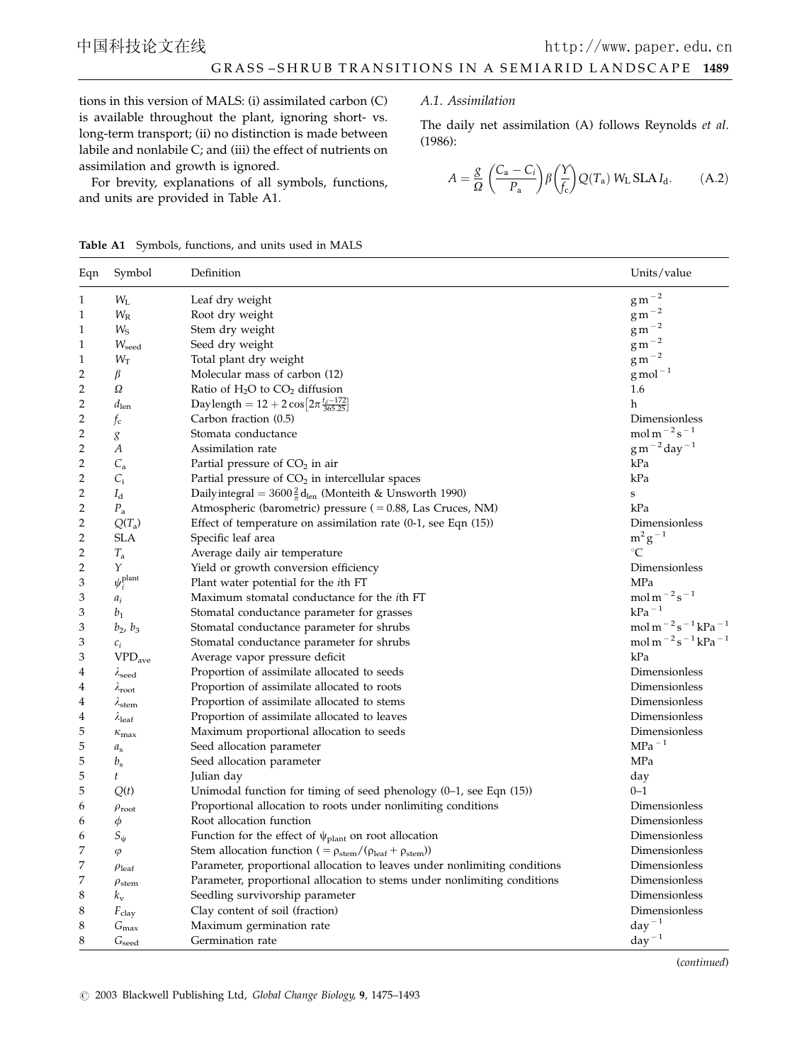tions in this version of MALS: (i) assimilated carbon (C) is available throughout the plant, ignoring short- vs. long-term transport; (ii) no distinction is made between labile and nonlabile C; and (iii) the effect of nutrients on assimilation and growth is ignored.

For brevity, explanations of all symbols, functions, and units are provided in Table A1.

### A.1. Assimilation

The daily net assimilation (A) follows Reynolds *et al.* (1986):

$$A = \frac{g}{\Omega}\left(\frac{C_a - C_i}{P_a}\right)\beta\left(\frac{Y}{f_c}\right)Q(T_a)\,W_L\,\mathrm{SLA}\,I_d. \qquad \text{(A.2)}$$

**Table A1** Symbols, functions, and units used in MALS

| Eqn | Symbol | Definition | Units/value |
|---|---|---|---|
| 1 | $W_L$ | Leaf dry weight | $g\,m^{-2}$ |
| 1 | $W_R$ | Root dry weight | $g\,m^{-2}$ |
| 1 | $W_S$ | Stem dry weight | $g\,m^{-2}$ |
| 1 | $W_{seed}$ | Seed dry weight | $g\,m^{-2}$ |
| 1 | $W_T$ | Total plant dry weight | $g\,m^{-2}$ |
| 2 | $\beta$ | Molecular mass of carbon (12) | $g\,mol^{-1}$ |
| 2 | $\Omega$ | Ratio of $H_2O$ to $CO_2$ diffusion | 1.6 |
| 2 | $d_{len}$ | Daylength $= 12 + 2\cos\left[2\pi\frac{t_j - 172}{365.25}\right]$ | h |
| 2 | $f_c$ | Carbon fraction (0.5) | Dimensionless |
| 2 | $g$ | Stomata conductance | $mol\,m^{-2}\,s^{-1}$ |
| 2 | $A$ | Assimilation rate | $g\,m^{-2}\,day^{-1}$ |
| 2 | $C_a$ | Partial pressure of $CO_2$ in air | kPa |
| 2 | $C_i$ | Partial pressure of $CO_2$ in intercellular spaces | kPa |
| 2 | $I_d$ | Daily integral $= 3600\frac{2}{\pi}d_{len}$ (Monteith & Unsworth 1990) | s |
| 2 | $P_a$ | Atmospheric (barometric) pressure ( = 0.88, Las Cruces, NM) | kPa |
| 2 | $Q(T_a)$ | Effect of temperature on assimilation rate (0-1, see Eqn (15)) | Dimensionless |
| 2 | SLA | Specific leaf area | $m^2\,g^{-1}$ |
| 2 | $T_a$ | Average daily air temperature | $^{\circ}C$ |
| 2 | $Y$ | Yield or growth conversion efficiency | Dimensionless |
| 3 | $\psi_i^{plant}$ | Plant water potential for the *i*th FT | MPa |
| 3 | $a_i$ | Maximum stomatal conductance for the *i*th FT | $mol\,m^{-2}\,s^{-1}$ |
| 3 | $b_1$ | Stomatal conductance parameter for grasses | $kPa^{-1}$ |
| 3 | $b_2$, $b_3$ | Stomatal conductance parameter for shrubs | $mol\,m^{-2}\,s^{-1}\,kPa^{-1}$ |
| 3 | $c_i$ | Stomatal conductance parameter for shrubs | $mol\,m^{-2}\,s^{-1}\,kPa^{-1}$ |
| 3 | $VPD_{ave}$ | Average vapor pressure deficit | kPa |
| 4 | $\lambda_{seed}$ | Proportion of assimilate allocated to seeds | Dimensionless |
| 4 | $\lambda_{root}$ | Proportion of assimilate allocated to roots | Dimensionless |
| 4 | $\lambda_{stem}$ | Proportion of assimilate allocated to stems | Dimensionless |
| 4 | $\lambda_{leaf}$ | Proportion of assimilate allocated to leaves | Dimensionless |
| 5 | $\kappa_{max}$ | Maximum proportional allocation to seeds | Dimensionless |
| 5 | $a_s$ | Seed allocation parameter | $MPa^{-1}$ |
| 5 | $b_s$ | Seed allocation parameter | MPa |
| 5 | $t$ | Julian day | day |
| 5 | $Q(t)$ | Unimodal function for timing of seed phenology (0–1, see Eqn (15)) | 0–1 |
| 6 | $\rho_{root}$ | Proportional allocation to roots under nonlimiting conditions | Dimensionless |
| 6 | $\phi$ | Root allocation function | Dimensionless |
| 6 | $S_{\psi}$ | Function for the effect of $\psi_{plant}$ on root allocation | Dimensionless |
| 7 | $\varphi$ | Stem allocation function ( $= \rho_{stem}/(\rho_{leaf} + \rho_{stem})$) | Dimensionless |
| 7 | $\rho_{leaf}$ | Parameter, proportional allocation to leaves under nonlimiting conditions | Dimensionless |
| 7 | $\rho_{stem}$ | Parameter, proportional allocation to stems under nonlimiting conditions | Dimensionless |
| 8 | $k_v$ | Seedling survivorship parameter | Dimensionless |
| 8 | $F_{clay}$ | Clay content of soil (fraction) | Dimensionless |
| 8 | $G_{max}$ | Maximum germination rate | $day^{-1}$ |
| 8 | $G_{seed}$ | Germination rate | $day^{-1}$ |

(*continued*)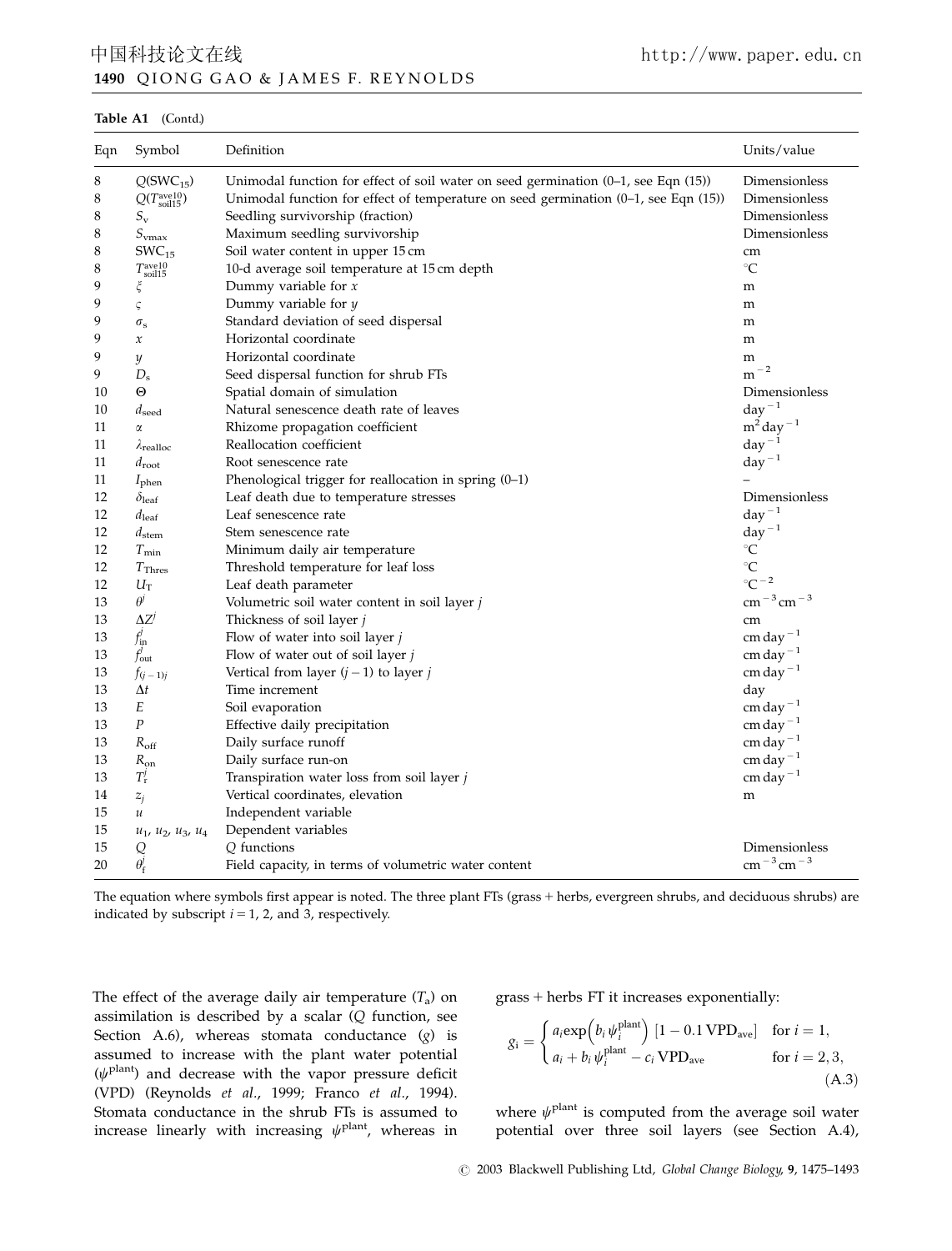**Table A1** (Contd.)

| Eqn | Symbol | Definition | Units/value |
|---|---|---|---|
| 8 | $Q(\mathrm{SWC}_{15})$ | Unimodal function for effect of soil water on seed germination (0–1, see Eqn (15)) | Dimensionless |
| 8 | $Q(T^{\mathrm{ave10}}_{\mathrm{soil15}})$ | Unimodal function for effect of temperature on seed germination (0–1, see Eqn (15)) | Dimensionless |
| 8 | $S_{\mathrm{v}}$ | Seedling survivorship (fraction) | Dimensionless |
| 8 | $S_{\mathrm{vmax}}$ | Maximum seedling survivorship | Dimensionless |
| 8 | $\mathrm{SWC}_{15}$ | Soil water content in upper 15 cm | cm |
| 8 | $T^{\mathrm{ave10}}_{\mathrm{soil15}}$ | 10-d average soil temperature at 15 cm depth | °C |
| 9 | $\xi$ | Dummy variable for $x$ | m |
| 9 | $\varsigma$ | Dummy variable for $y$ | m |
| 9 | $\sigma_{\mathrm{s}}$ | Standard deviation of seed dispersal | m |
| 9 | $x$ | Horizontal coordinate | m |
| 9 | $y$ | Horizontal coordinate | m |
| 9 | $D_{\mathrm{s}}$ | Seed dispersal function for shrub FTs | $\mathrm{m}^{-2}$ |
| 10 | $\Theta$ | Spatial domain of simulation | Dimensionless |
| 10 | $d_{\mathrm{seed}}$ | Natural senescence death rate of leaves | $\mathrm{day}^{-1}$ |
| 11 | $\alpha$ | Rhizome propagation coefficient | $\mathrm{m}^2\,\mathrm{day}^{-1}$ |
| 11 | $\lambda_{\mathrm{realloc}}$ | Reallocation coefficient | $\mathrm{day}^{-1}$ |
| 11 | $d_{\mathrm{root}}$ | Root senescence rate | $\mathrm{day}^{-1}$ |
| 11 | $I_{\mathrm{phen}}$ | Phenological trigger for reallocation in spring (0–1) | – |
| 12 | $\delta_{\mathrm{leaf}}$ | Leaf death due to temperature stresses | Dimensionless |
| 12 | $d_{\mathrm{leaf}}$ | Leaf senescence rate | $\mathrm{day}^{-1}$ |
| 12 | $d_{\mathrm{stem}}$ | Stem senescence rate | $\mathrm{day}^{-1}$ |
| 12 | $T_{\mathrm{min}}$ | Minimum daily air temperature | °C |
| 12 | $T_{\mathrm{Thres}}$ | Threshold temperature for leaf loss | °C |
| 12 | $U_{\mathrm{T}}$ | Leaf death parameter | $^{\circ}\mathrm{C}^{-2}$ |
| 13 | $\theta^j$ | Volumetric soil water content in soil layer $j$ | $\mathrm{cm}^{-3}\,\mathrm{cm}^{-3}$ |
| 13 | $\Delta Z^j$ | Thickness of soil layer $j$ | cm |
| 13 | $f^j_{\mathrm{in}}$ | Flow of water into soil layer $j$ | $\mathrm{cm\,day}^{-1}$ |
| 13 | $f^j_{\mathrm{out}}$ | Flow of water out of soil layer $j$ | $\mathrm{cm\,day}^{-1}$ |
| 13 | $f_{(j-1)j}$ | Vertical from layer $(j-1)$ to layer $j$ | $\mathrm{cm\,day}^{-1}$ |
| 13 | $\Delta t$ | Time increment | day |
| 13 | $E$ | Soil evaporation | $\mathrm{cm\,day}^{-1}$ |
| 13 | $P$ | Effective daily precipitation | $\mathrm{cm\,day}^{-1}$ |
| 13 | $R_{\mathrm{off}}$ | Daily surface runoff | $\mathrm{cm\,day}^{-1}$ |
| 13 | $R_{\mathrm{on}}$ | Daily surface run-on | $\mathrm{cm\,day}^{-1}$ |
| 13 | $T^j_{\mathrm{r}}$ | Transpiration water loss from soil layer $j$ | $\mathrm{cm\,day}^{-1}$ |
| 14 | $z_j$ | Vertical coordinates, elevation | m |
| 15 | $u$ | Independent variable | |
| 15 | $u_1, u_2, u_3, u_4$ | Dependent variables | |
| 15 | $Q$ | $Q$ functions | Dimensionless |
| 20 | $\theta^j_{\mathrm{f}}$ | Field capacity, in terms of volumetric water content | $\mathrm{cm}^{-3}\,\mathrm{cm}^{-3}$ |

The equation where symbols first appear is noted. The three plant FTs (grass + herbs, evergreen shrubs, and deciduous shrubs) are indicated by subscript $i = 1$, 2, and 3, respectively.

The effect of the average daily air temperature ($T_{\mathrm{a}}$) on assimilation is described by a scalar ($Q$ function, see Section A.6), whereas stomata conductance ($g$) is assumed to increase with the plant water potential ($\psi^{\mathrm{plant}}$) and decrease with the vapor pressure deficit (VPD) (Reynolds *et al.*, 1999; Franco *et al.*, 1994). Stomata conductance in the shrub FTs is assumed to increase linearly with increasing $\psi^{\mathrm{plant}}$, whereas in grass + herbs FT it increases exponentially:

$$
g_{\mathrm{i}} = \begin{cases} a_i \exp\left(b_i \psi_i^{\mathrm{plant}}\right) \left[1 - 0.1\,\mathrm{VPD}_{\mathrm{ave}}\right] & \text{for } i = 1, \\ a_i + b_i \psi_i^{\mathrm{plant}} - c_i\,\mathrm{VPD}_{\mathrm{ave}} & \text{for } i = 2, 3, \end{cases} \tag{A.3}
$$

where $\psi^{\mathrm{plant}}$ is computed from the average soil water potential over three soil layers (see Section A.4),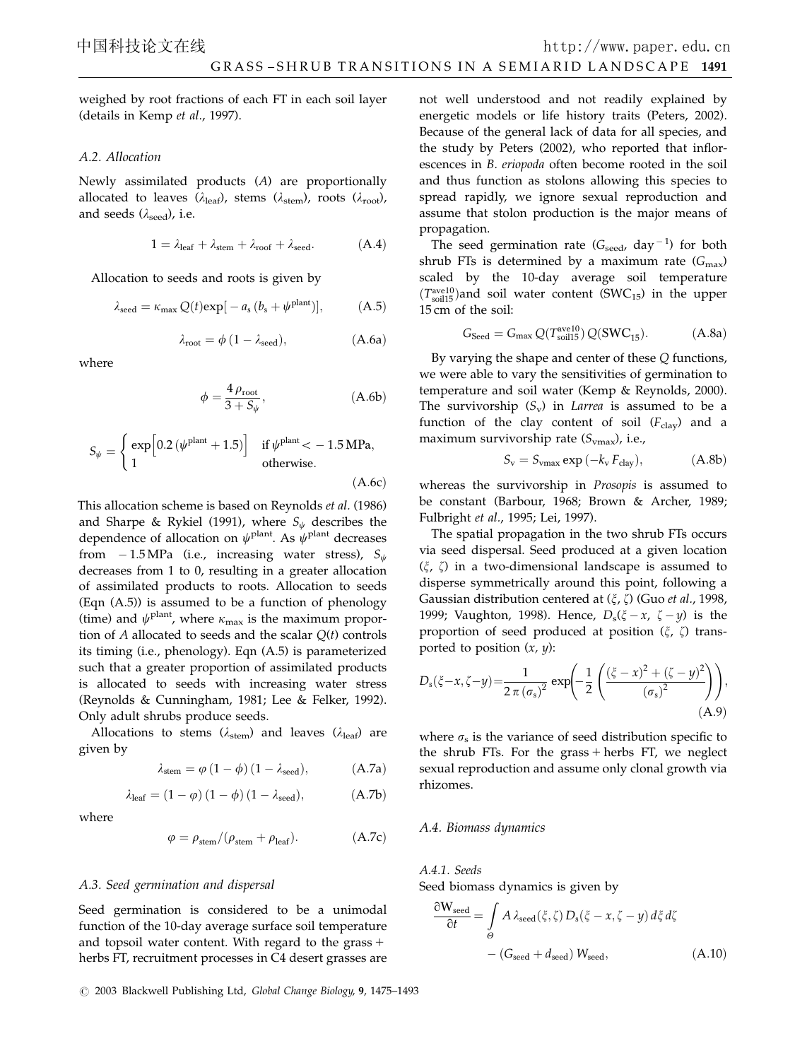weighed by root fractions of each FT in each soil layer (details in Kemp *et al*., 1997).

### A.2. Allocation

Newly assimilated products ($A$) are proportionally allocated to leaves ($\lambda_{\text{leaf}}$), stems ($\lambda_{\text{stem}}$), roots ($\lambda_{\text{root}}$), and seeds ($\lambda_{\text{seed}}$), i.e.

$$1 = \lambda_{\text{leaf}} + \lambda_{\text{stem}} + \lambda_{\text{roof}} + \lambda_{\text{seed}}. \tag{A.4}$$

Allocation to seeds and roots is given by

$$\lambda_{\text{seed}} = \kappa_{\max} Q(t) \exp[-a_s (b_s + \psi^{\text{plant}})], \tag{A.5}$$

$$\lambda_{\text{root}} = \phi (1 - \lambda_{\text{seed}}), \tag{A.6a}$$

where

$$\phi = \frac{4 \rho_{\text{root}}}{3 + S_\psi}, \tag{A.6b}$$

$$S_\psi = \begin{cases} \exp\left[0.2 (\psi^{\text{plant}} + 1.5)\right] & \text{if } \psi^{\text{plant}} < -1.5\,\text{MPa}, \\ 1 & \text{otherwise.} \end{cases} \tag{A.6c}$$

This allocation scheme is based on Reynolds *et al*. (1986) and Sharpe & Rykiel (1991), where $S_\psi$ describes the dependence of allocation on $\psi^{\text{plant}}$. As $\psi^{\text{plant}}$ decreases from $-1.5$ MPa (i.e., increasing water stress), $S_\psi$ decreases from 1 to 0, resulting in a greater allocation of assimilated products to roots. Allocation to seeds (Eqn (A.5)) is assumed to be a function of phenology (time) and $\psi^{\text{plant}}$, where $\kappa_{\max}$ is the maximum proportion of $A$ allocated to seeds and the scalar $Q(t)$ controls its timing (i.e., phenology). Eqn (A.5) is parameterized such that a greater proportion of assimilated products is allocated to seeds with increasing water stress (Reynolds & Cunningham, 1981; Lee & Felker, 1992). Only adult shrubs produce seeds.

Allocations to stems ($\lambda_{\text{stem}}$) and leaves ($\lambda_{\text{leaf}}$) are given by

$$\lambda_{\text{stem}} = \varphi (1 - \phi)(1 - \lambda_{\text{seed}}), \tag{A.7a}$$

$$\lambda_{\text{leaf}} = (1 - \varphi)(1 - \phi)(1 - \lambda_{\text{seed}}), \tag{A.7b}$$

where

$$\varphi = \rho_{\text{stem}} / (\rho_{\text{stem}} + \rho_{\text{leaf}}). \tag{A.7c}$$

### A.3. Seed germination and dispersal

Seed germination is considered to be a unimodal function of the 10-day average surface soil temperature and topsoil water content. With regard to the grass + herbs FT, recruitment processes in C4 desert grasses are not well understood and not readily explained by energetic models or life history traits (Peters, 2002). Because of the general lack of data for all species, and the study by Peters (2002), who reported that inflorescences in *B. eriopoda* often become rooted in the soil and thus function as stolons allowing this species to spread rapidly, we ignore sexual reproduction and assume that stolon production is the major means of propagation.

The seed germination rate ($G_{\text{seed}}$, day$^{-1}$) for both shrub FTs is determined by a maximum rate ($G_{\max}$) scaled by the 10-day average soil temperature ($T^{\text{ave10}}_{\text{soil15}}$)and soil water content ($\text{SWC}_{15}$) in the upper 15 cm of the soil:

$$G_{\text{Seed}} = G_{\max} Q(T^{\text{ave10}}_{\text{soil15}}) Q(\text{SWC}_{15}). \tag{A.8a}$$

By varying the shape and center of these $Q$ functions, we were able to vary the sensitivities of germination to temperature and soil water (Kemp & Reynolds, 2000). The survivorship ($S_v$) in *Larrea* is assumed to be a function of the clay content of soil ($F_{\text{clay}}$) and a maximum survivorship rate ($S_{v\max}$), i.e.,

$$S_v = S_{v\max} \exp(-k_v F_{\text{clay}}), \tag{A.8b}$$

whereas the survivorship in *Prosopis* is assumed to be constant (Barbour, 1968; Brown & Archer, 1989; Fulbright *et al*., 1995; Lei, 1997).

The spatial propagation in the two shrub FTs occurs via seed dispersal. Seed produced at a given location ($\xi$, $\zeta$) in a two-dimensional landscape is assumed to disperse symmetrically around this point, following a Gaussian distribution centered at ($\xi$, $\zeta$) (Guo *et al*., 1998, 1999; Vaughton, 1998). Hence, $D_s(\xi - x, \zeta - y)$ is the proportion of seed produced at position ($\xi$, $\zeta$) transported to position ($x$, $y$):

$$D_s(\xi - x, \zeta - y) = \frac{1}{2\pi (\sigma_s)^2} \exp\left(-\frac{1}{2}\left(\frac{(\xi - x)^2 + (\zeta - y)^2}{(\sigma_s)^2}\right)\right), \tag{A.9}$$

where $\sigma_s$ is the variance of seed distribution specific to the shrub FTs. For the grass + herbs FT, we neglect sexual reproduction and assume only clonal growth via rhizomes.

### A.4. Biomass dynamics

#### A.4.1. Seeds

Seed biomass dynamics is given by

$$\frac{\partial W_{\text{seed}}}{\partial t} = \int_{\Theta} A\, \lambda_{\text{seed}}(\xi, \zeta)\, D_s(\xi - x, \zeta - y)\, d\xi\, d\zeta - (G_{\text{seed}} + d_{\text{seed}})\, W_{\text{seed}}, \tag{A.10}$$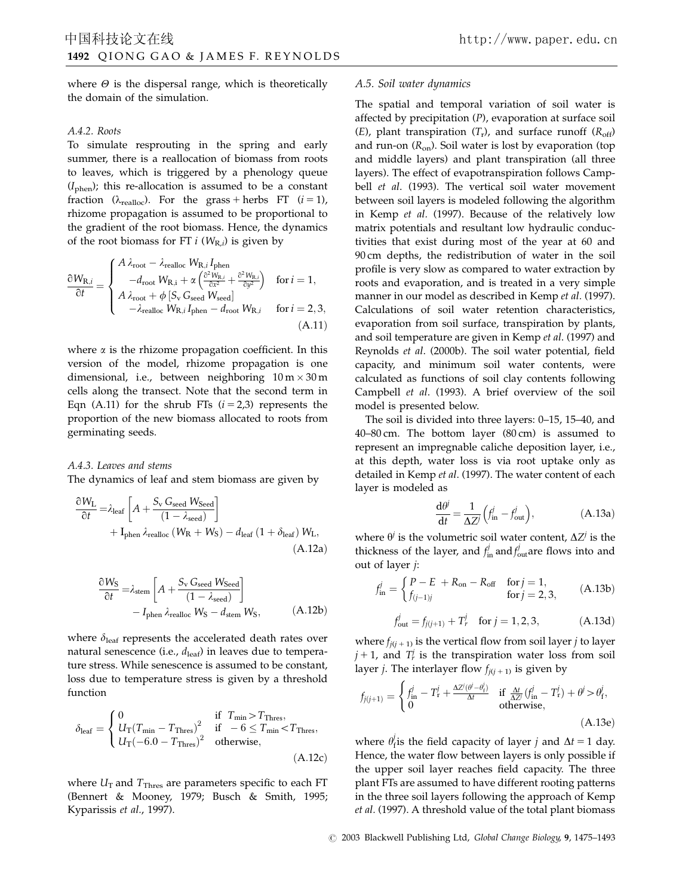where $\Theta$ is the dispersal range, which is theoretically the domain of the simulation.

### A.4.2. Roots

To simulate resprouting in the spring and early summer, there is a reallocation of biomass from roots to leaves, which is triggered by a phenology queue ($I_{\text{phen}}$); this re-allocation is assumed to be a constant fraction ($\lambda_{\text{realloc}}$). For the grass + herbs FT ($i = 1$), rhizome propagation is assumed to be proportional to the gradient of the root biomass. Hence, the dynamics of the root biomass for FT $i$ ($W_{\text{R},i}$) is given by

$$\frac{\partial W_{\text{R},i}}{\partial t} = \begin{cases} A\,\lambda_{\text{root}} - \lambda_{\text{realloc}}\,W_{\text{R},i}\,I_{\text{phen}} \\ \quad -d_{\text{root}}\,W_{\text{R,i}} + \alpha\left(\frac{\partial^2 W_{\text{R},i}}{\partial x^2} + \frac{\partial^2 W_{\text{R},i}}{\partial y^2}\right) & \text{for } i = 1, \\ A\,\lambda_{\text{root}} + \phi\,[S_{\text{v}}\,G_{\text{seed}}\,W_{\text{seed}}] \\ \quad -\lambda_{\text{realloc}}\,W_{\text{R},i}\,I_{\text{phen}} - d_{\text{root}}\,W_{\text{R},i} & \text{for } i = 2, 3, \end{cases} \tag{A.11}$$

where $\alpha$ is the rhizome propagation coefficient. In this version of the model, rhizome propagation is one dimensional, i.e., between neighboring $10\,\text{m} \times 30\,\text{m}$ cells along the transect. Note that the second term in Eqn (A.11) for the shrub FTs ($i = 2,3$) represents the proportion of the new biomass allocated to roots from germinating seeds.

### A.4.3. Leaves and stems

The dynamics of leaf and stem biomass are given by

$$\frac{\partial W_{\text{L}}}{\partial t} = \lambda_{\text{leaf}}\left[A + \frac{S_{\text{v}}\,G_{\text{seed}}\,W_{\text{Seed}}}{(1 - \lambda_{\text{seed}})}\right] + \text{I}_{\text{phen}}\,\lambda_{\text{realloc}}\,(W_{\text{R}} + W_{\text{S}}) - d_{\text{leaf}}\,(1 + \delta_{\text{leaf}})\,W_{\text{L}}, \tag{A.12a}$$

$$\frac{\partial W_{\text{S}}}{\partial t} = \lambda_{\text{stem}}\left[A + \frac{S_{\text{v}}\,G_{\text{seed}}\,W_{\text{Seed}}}{(1 - \lambda_{\text{seed}})}\right] - I_{\text{phen}}\,\lambda_{\text{realloc}}\,W_{\text{S}} - d_{\text{stem}}\,W_{\text{S}}, \tag{A.12b}$$

where $\delta_{\text{leaf}}$ represents the accelerated death rates over natural senescence (i.e., $d_{\text{leaf}}$) in leaves due to temperature stress. While senescence is assumed to be constant, loss due to temperature stress is given by a threshold function

$$\delta_{\text{leaf}} = \begin{cases} 0 & \text{if } T_{\min} > T_{\text{Thres}}, \\ U_{\text{T}}(T_{\min} - T_{\text{Thres}})^2 & \text{if } -6 \le T_{\min} < T_{\text{Thres}}, \\ U_{\text{T}}(-6.0 - T_{\text{Thres}})^2 & \text{otherwise}, \end{cases} \tag{A.12c}$$

where $U_{\text{T}}$ and $T_{\text{Thres}}$ are parameters specific to each FT (Bennert & Mooney, 1979; Busch & Smith, 1995; Kyparissis *et al*., 1997).

### A.5. Soil water dynamics

The spatial and temporal variation of soil water is affected by precipitation ($P$), evaporation at surface soil ($E$), plant transpiration ($T_{\text{r}}$), and surface runoff ($R_{\text{off}}$) and run-on ($R_{\text{on}}$). Soil water is lost by evaporation (top and middle layers) and plant transpiration (all three layers). The effect of evapotranspiration follows Campbell *et al*. (1993). The vertical soil water movement between soil layers is modeled following the algorithm in Kemp *et al*. (1997). Because of the relatively low matrix potentials and resultant low hydraulic conductivities that exist during most of the year at 60 and 90 cm depths, the redistribution of water in the soil profile is very slow as compared to water extraction by roots and evaporation, and is treated in a very simple manner in our model as described in Kemp *et al*. (1997). Calculations of soil water retention characteristics, evaporation from soil surface, transpiration by plants, and soil temperature are given in Kemp *et al*. (1997) and Reynolds *et al*. (2000b). The soil water potential, field capacity, and minimum soil water contents, were calculated as functions of soil clay contents following Campbell *et al*. (1993). A brief overview of the soil model is presented below.

The soil is divided into three layers: 0–15, 15–40, and 40–80 cm. The bottom layer (80 cm) is assumed to represent an impregnable caliche deposition layer, i.e., at this depth, water loss is via root uptake only as detailed in Kemp *et al*. (1997). The water content of each layer is modeled as

$$\frac{\text{d}\theta^j}{\text{d}t} = \frac{1}{\Delta Z^j}\left(f_{\text{in}}^j - f_{\text{out}}^j\right), \tag{A.13a}$$

where $\theta^j$ is the volumetric soil water content, $\Delta Z^j$ is the thickness of the layer, and $f_{\text{in}}^j$ and $f_{\text{out}}^j$ are flows into and out of layer $j$:

$$f_{\text{in}}^j = \begin{cases} P - E + R_{\text{on}} - R_{\text{off}} & \text{for } j = 1, \\ f_{(j-1)j} & \text{for } j = 2, 3, \end{cases} \tag{A.13b}$$

$$f_{\text{out}}^j = f_{j(j+1)} + T_r^j \quad \text{for } j = 1, 2, 3, \tag{A.13d}$$

where $f_{j(j+1)}$ is the vertical flow from soil layer $j$ to layer $j+1$, and $T_r^j$ is the transpiration water loss from soil layer $j$. The interlayer flow $f_{j(j+1)}$ is given by

$$f_{j(j+1)} = \begin{cases} f_{\text{in}}^j - T_{\text{r}}^j + \frac{\Delta Z^j(\theta^j - \theta_{\text{f}}^j)}{\Delta t} & \text{if } \frac{\Delta t}{\Delta Z^j}(f_{\text{in}}^j - T_{\text{r}}^j) + \theta^j > \theta_{\text{f}}^j, \\ 0 & \text{otherwise}, \end{cases} \tag{A.13e}$$

where $\theta_{\text{f}}^j$ is the field capacity of layer $j$ and $\Delta t = 1$ day. Hence, the water flow between layers is only possible if the upper soil layer reaches field capacity. The three plant FTs are assumed to have different rooting patterns in the three soil layers following the approach of Kemp *et al*. (1997). A threshold value of the total plant biomass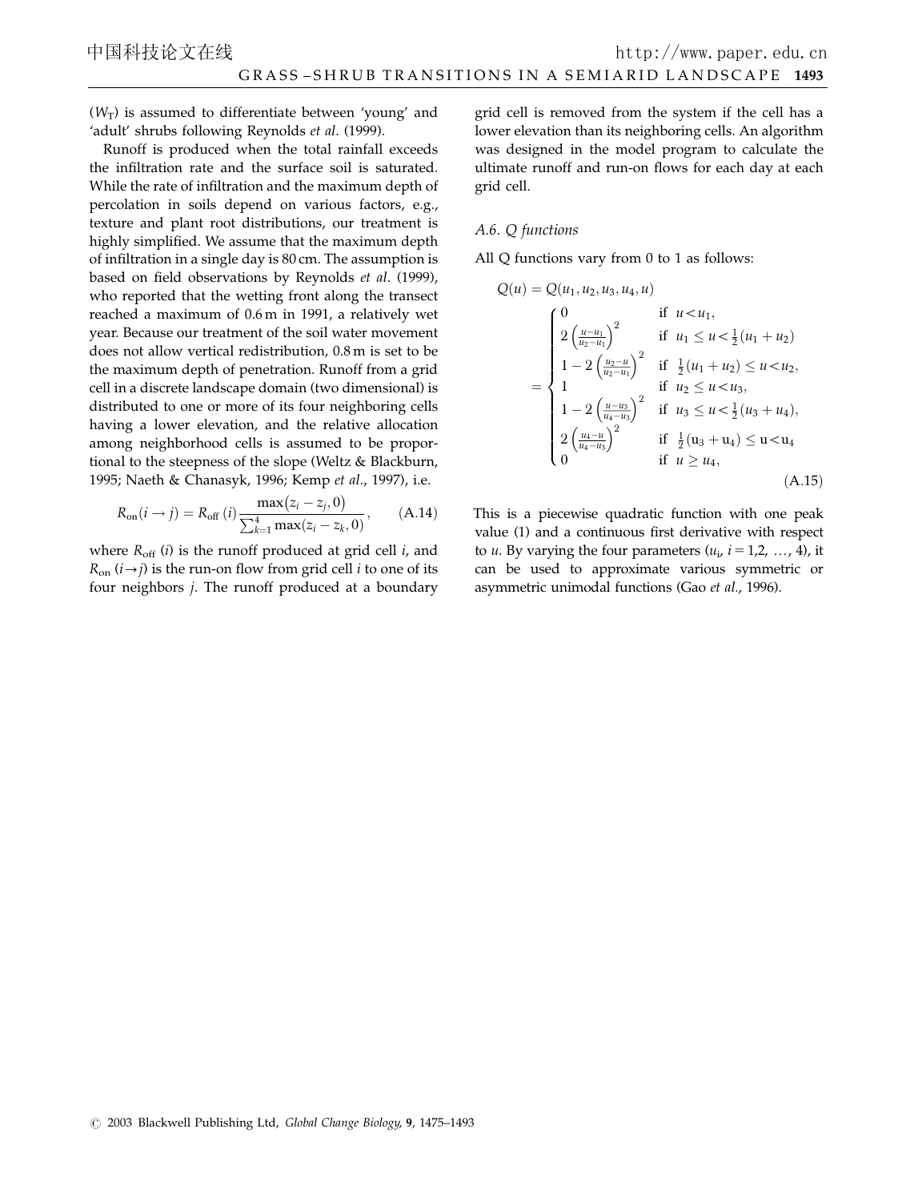($W_T$) is assumed to differentiate between 'young' and 'adult' shrubs following Reynolds *et al*. (1999).

Runoff is produced when the total rainfall exceeds the infiltration rate and the surface soil is saturated. While the rate of infiltration and the maximum depth of percolation in soils depend on various factors, e.g., texture and plant root distributions, our treatment is highly simplified. We assume that the maximum depth of infiltration in a single day is 80 cm. The assumption is based on field observations by Reynolds *et al*. (1999), who reported that the wetting front along the transect reached a maximum of 0.6 m in 1991, a relatively wet year. Because our treatment of the soil water movement does not allow vertical redistribution, 0.8 m is set to be the maximum depth of penetration. Runoff from a grid cell in a discrete landscape domain (two dimensional) is distributed to one or more of its four neighboring cells having a lower elevation, and the relative allocation among neighborhood cells is assumed to be proportional to the steepness of the slope (Weltz & Blackburn, 1995; Naeth & Chanasyk, 1996; Kemp *et al*., 1997), i.e.

$$R_{\text{on}}(i \rightarrow j) = R_{\text{off}}\,(i)\frac{\max(z_i - z_j, 0)}{\sum_{k=1}^{4}\max(z_i - z_k, 0)}, \qquad \text{(A.14)}$$

where $R_{\text{off}}$ ($i$) is the runoff produced at grid cell $i$, and $R_{\text{on}}$ ($i \rightarrow j$) is the run-on flow from grid cell $i$ to one of its four neighbors $j$. The runoff produced at a boundary grid cell is removed from the system if the cell has a lower elevation than its neighboring cells. An algorithm was designed in the model program to calculate the ultimate runoff and run-on flows for each day at each grid cell.

### A.6. Q functions

All Q functions vary from 0 to 1 as follows:

$$Q(u) = Q(u_1, u_2, u_3, u_4, u)$$
$$= \begin{cases} 0 & \text{if } u < u_1, \\ 2\left(\frac{u-u_1}{u_2-u_1}\right)^2 & \text{if } u_1 \leq u < \frac{1}{2}(u_1+u_2) \\ 1 - 2\left(\frac{u_2-u}{u_2-u_1}\right)^2 & \text{if } \frac{1}{2}(u_1+u_2) \leq u < u_2, \\ 1 & \text{if } u_2 \leq u < u_3, \\ 1 - 2\left(\frac{u-u_3}{u_4-u_3}\right)^2 & \text{if } u_3 \leq u < \frac{1}{2}(u_3+u_4), \\ 2\left(\frac{u_4-u}{u_4-u_3}\right)^2 & \text{if } \frac{1}{2}(u_3+u_4) \leq u < u_4 \\ 0 & \text{if } u \geq u_4, \end{cases} \qquad \text{(A.15)}$$

This is a piecewise quadratic function with one peak value (1) and a continuous first derivative with respect to $u$. By varying the four parameters ($u_i$, $i = 1,2, \ldots, 4$), it can be used to approximate various symmetric or asymmetric unimodal functions (Gao *et al*., 1996).